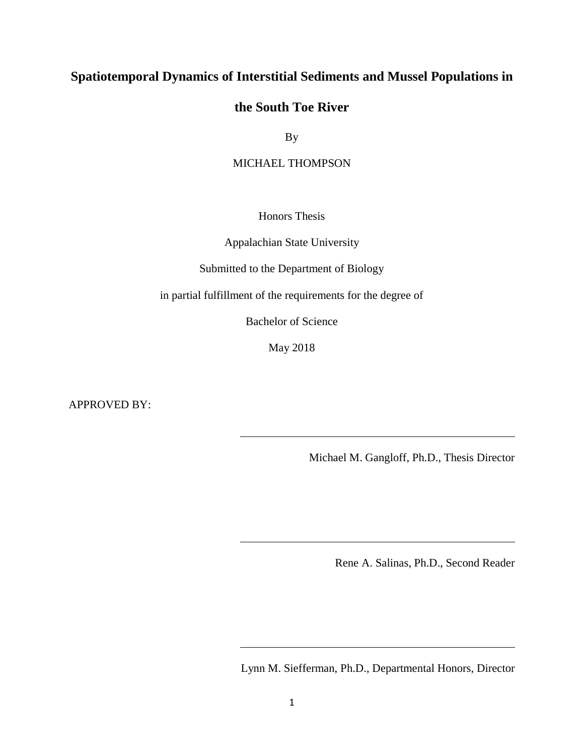# Spatiotemporal Dynamics of Interstitial Sediments and Mussel Populations in the South Toe River

By

MICHAEL THOMPSON

Honors Thesis

Appalachian State University

Submitted to the Department of Biology

in partial fulfillment of the requirements for the degree of

Bachelor of Science

May 2018

APPROVED BY:

---

Michael M. Gangloff, Ph.D., Thesis Director

---

Rene A. Salinas, Ph.D., Second Reader

---

Lynn M. Siefferman, Ph.D., Departmental Honors, Director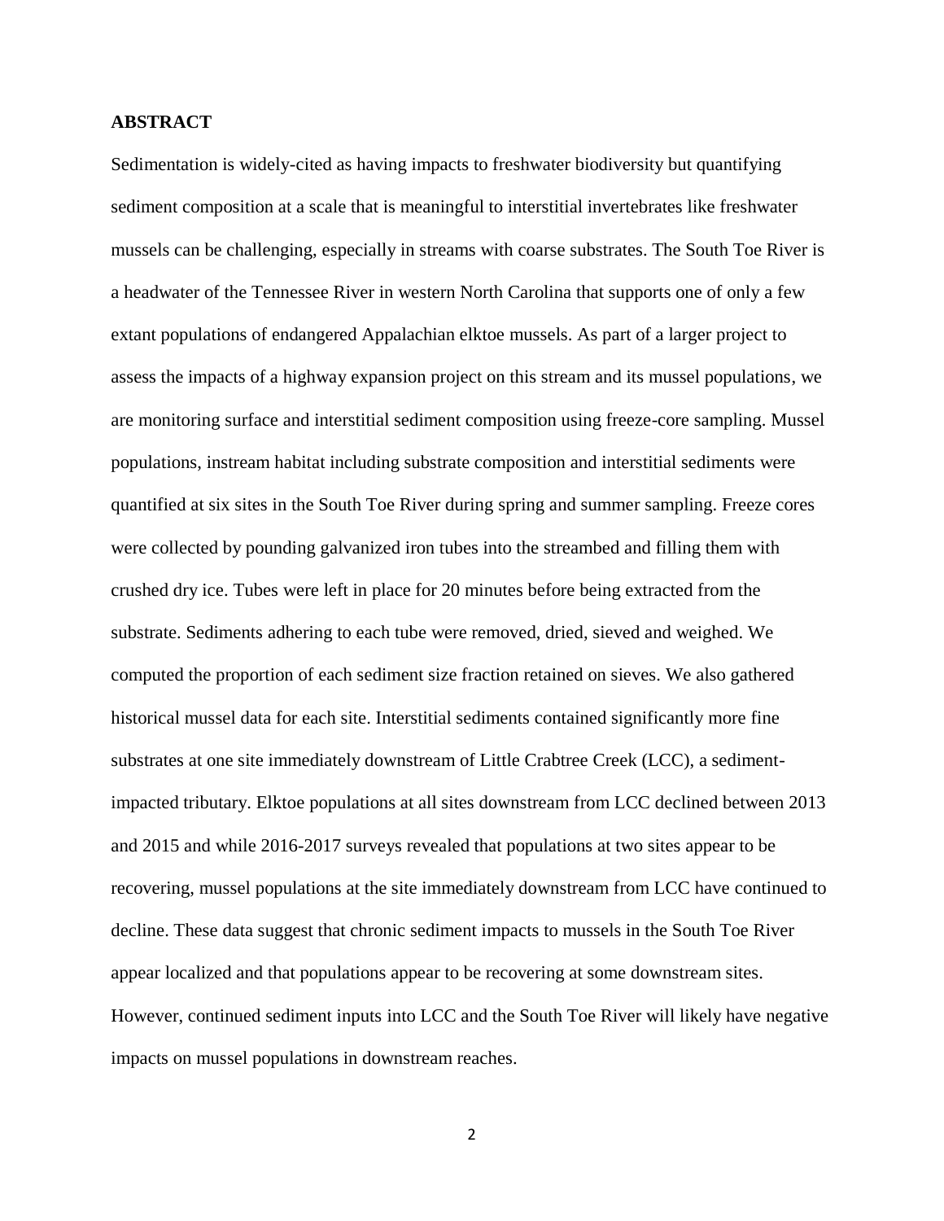## ABSTRACT

Sedimentation is widely-cited as having impacts to freshwater biodiversity but quantifying sediment composition at a scale that is meaningful to interstitial invertebrates like freshwater mussels can be challenging, especially in streams with coarse substrates. The South Toe River is a headwater of the Tennessee River in western North Carolina that supports one of only a few extant populations of endangered Appalachian elktoe mussels. As part of a larger project to assess the impacts of a highway expansion project on this stream and its mussel populations, we are monitoring surface and interstitial sediment composition using freeze-core sampling. Mussel populations, instream habitat including substrate composition and interstitial sediments were quantified at six sites in the South Toe River during spring and summer sampling. Freeze cores were collected by pounding galvanized iron tubes into the streambed and filling them with crushed dry ice. Tubes were left in place for 20 minutes before being extracted from the substrate. Sediments adhering to each tube were removed, dried, sieved and weighed. We computed the proportion of each sediment size fraction retained on sieves. We also gathered historical mussel data for each site. Interstitial sediments contained significantly more fine substrates at one site immediately downstream of Little Crabtree Creek (LCC), a sediment-impacted tributary. Elktoe populations at all sites downstream from LCC declined between 2013 and 2015 and while 2016-2017 surveys revealed that populations at two sites appear to be recovering, mussel populations at the site immediately downstream from LCC have continued to decline. These data suggest that chronic sediment impacts to mussels in the South Toe River appear localized and that populations appear to be recovering at some downstream sites. However, continued sediment inputs into LCC and the South Toe River will likely have negative impacts on mussel populations in downstream reaches.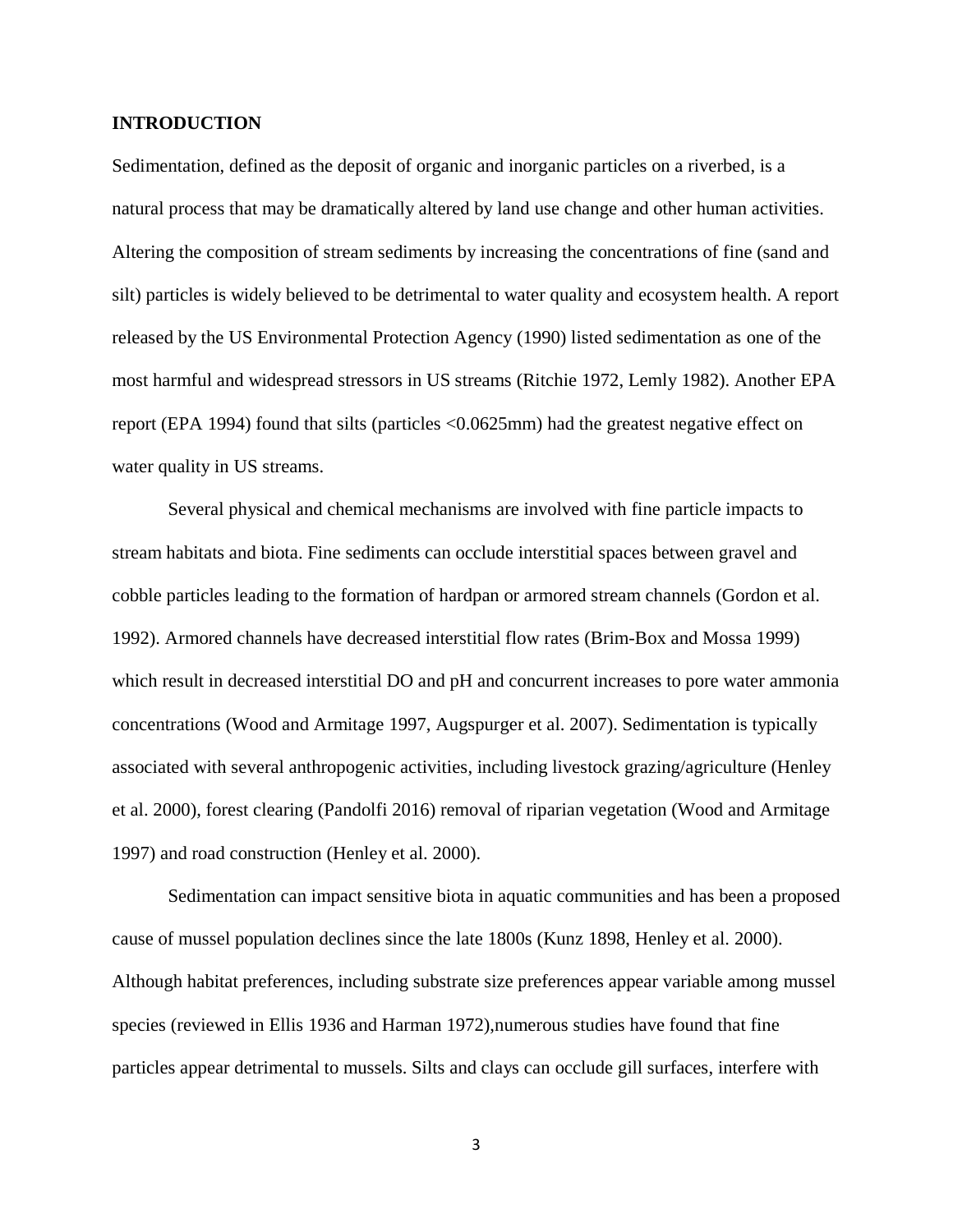## INTRODUCTION

Sedimentation, defined as the deposit of organic and inorganic particles on a riverbed, is a natural process that may be dramatically altered by land use change and other human activities. Altering the composition of stream sediments by increasing the concentrations of fine (sand and silt) particles is widely believed to be detrimental to water quality and ecosystem health. A report released by the US Environmental Protection Agency (1990) listed sedimentation as one of the most harmful and widespread stressors in US streams (Ritchie 1972, Lemly 1982). Another EPA report (EPA 1994) found that silts (particles <0.0625mm) had the greatest negative effect on water quality in US streams.

Several physical and chemical mechanisms are involved with fine particle impacts to stream habitats and biota. Fine sediments can occlude interstitial spaces between gravel and cobble particles leading to the formation of hardpan or armored stream channels (Gordon et al. 1992). Armored channels have decreased interstitial flow rates (Brim-Box and Mossa 1999) which result in decreased interstitial DO and pH and concurrent increases to pore water ammonia concentrations (Wood and Armitage 1997, Augspurger et al. 2007). Sedimentation is typically associated with several anthropogenic activities, including livestock grazing/agriculture (Henley et al. 2000), forest clearing (Pandolfi 2016) removal of riparian vegetation (Wood and Armitage 1997) and road construction (Henley et al. 2000).

Sedimentation can impact sensitive biota in aquatic communities and has been a proposed cause of mussel population declines since the late 1800s (Kunz 1898, Henley et al. 2000). Although habitat preferences, including substrate size preferences appear variable among mussel species (reviewed in Ellis 1936 and Harman 1972),numerous studies have found that fine particles appear detrimental to mussels. Silts and clays can occlude gill surfaces, interfere with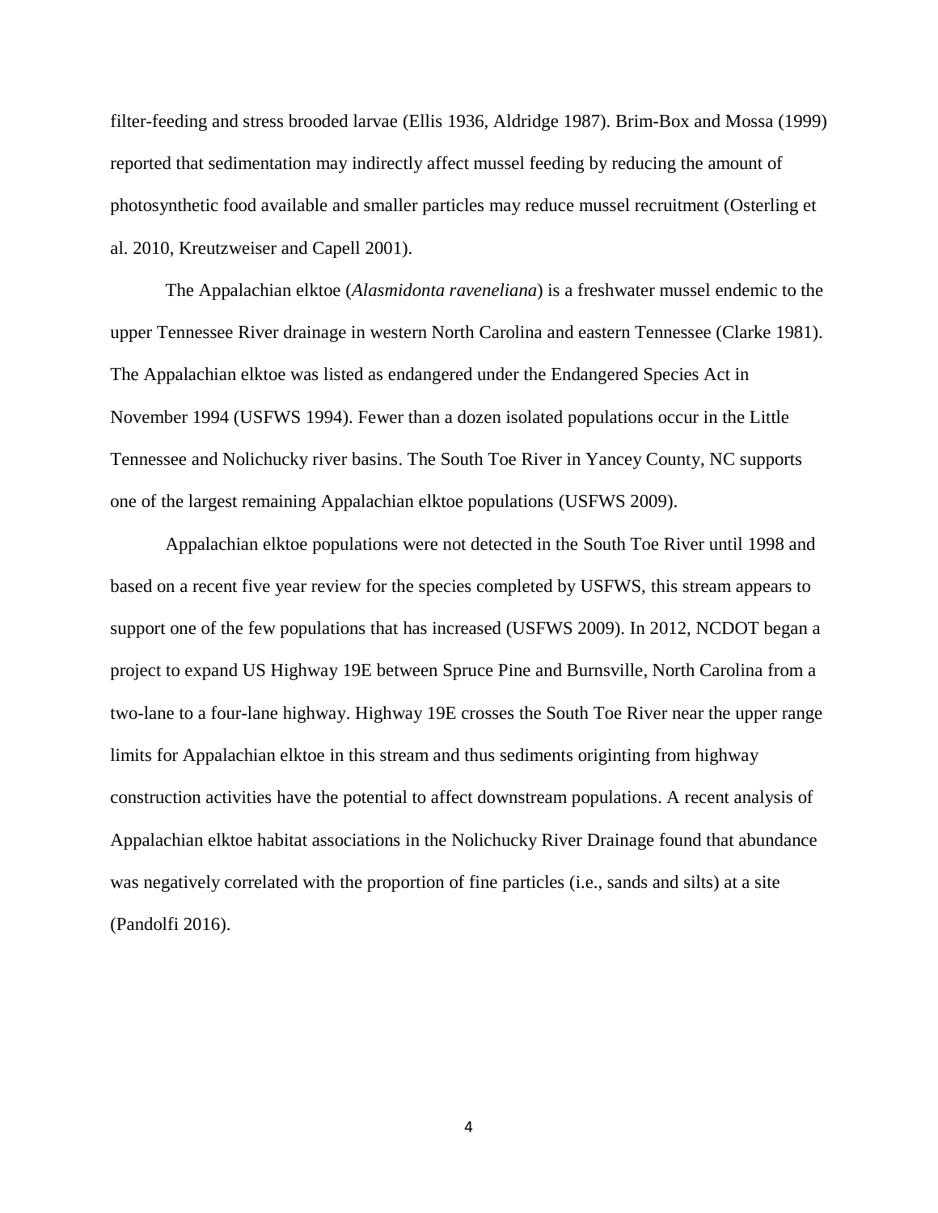filter-feeding and stress brooded larvae (Ellis 1936, Aldridge 1987). Brim-Box and Mossa (1999) reported that sedimentation may indirectly affect mussel feeding by reducing the amount of photosynthetic food available and smaller particles may reduce mussel recruitment (Osterling et al. 2010, Kreutzweiser and Capell 2001).

The Appalachian elktoe (*Alasmidonta raveneliana*) is a freshwater mussel endemic to the upper Tennessee River drainage in western North Carolina and eastern Tennessee (Clarke 1981). The Appalachian elktoe was listed as endangered under the Endangered Species Act in November 1994 (USFWS 1994). Fewer than a dozen isolated populations occur in the Little Tennessee and Nolichucky river basins. The South Toe River in Yancey County, NC supports one of the largest remaining Appalachian elktoe populations (USFWS 2009).

Appalachian elktoe populations were not detected in the South Toe River until 1998 and based on a recent five year review for the species completed by USFWS, this stream appears to support one of the few populations that has increased (USFWS 2009). In 2012, NCDOT began a project to expand US Highway 19E between Spruce Pine and Burnsville, North Carolina from a two-lane to a four-lane highway. Highway 19E crosses the South Toe River near the upper range limits for Appalachian elktoe in this stream and thus sediments originting from highway construction activities have the potential to affect downstream populations. A recent analysis of Appalachian elktoe habitat associations in the Nolichucky River Drainage found that abundance was negatively correlated with the proportion of fine particles (i.e., sands and silts) at a site (Pandolfi 2016).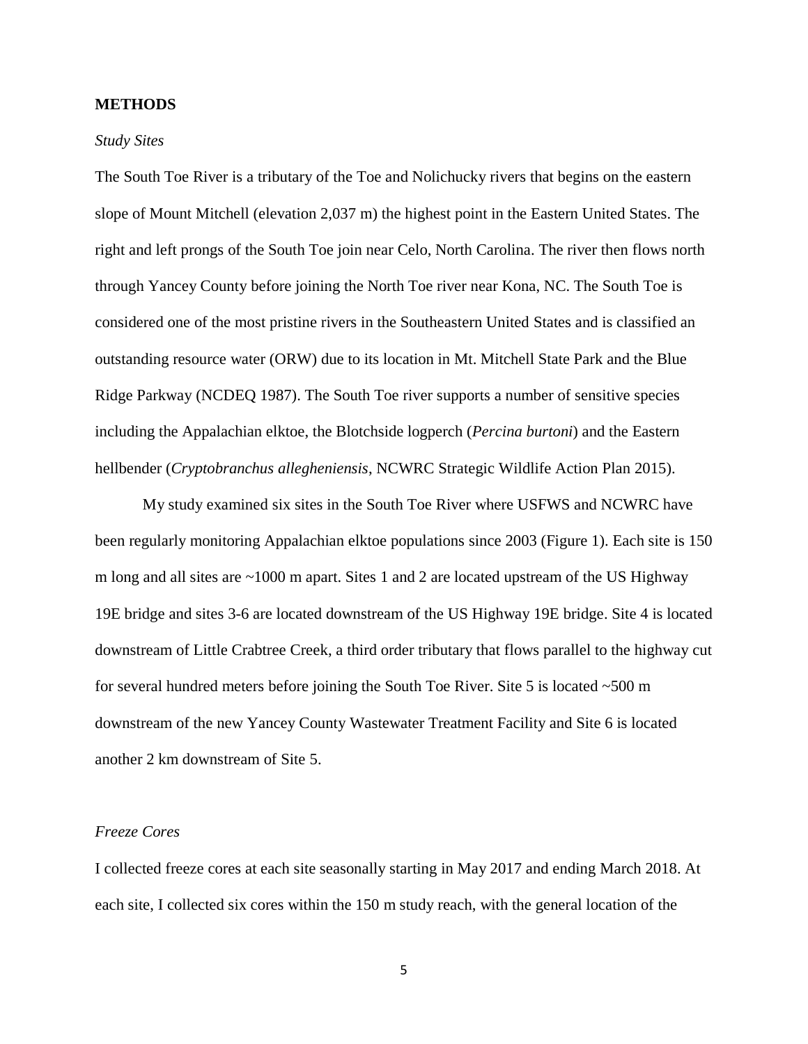## METHODS

### *Study Sites*

The South Toe River is a tributary of the Toe and Nolichucky rivers that begins on the eastern slope of Mount Mitchell (elevation 2,037 m) the highest point in the Eastern United States. The right and left prongs of the South Toe join near Celo, North Carolina. The river then flows north through Yancey County before joining the North Toe river near Kona, NC. The South Toe is considered one of the most pristine rivers in the Southeastern United States and is classified an outstanding resource water (ORW) due to its location in Mt. Mitchell State Park and the Blue Ridge Parkway (NCDEQ 1987). The South Toe river supports a number of sensitive species including the Appalachian elktoe, the Blotchside logperch (*Percina burtoni*) and the Eastern hellbender (*Cryptobranchus alleghaniensis*, NCWRC Strategic Wildlife Action Plan 2015).

My study examined six sites in the South Toe River where USFWS and NCWRC have been regularly monitoring Appalachian elktoe populations since 2003 (Figure 1). Each site is 150 m long and all sites are ~1000 m apart. Sites 1 and 2 are located upstream of the US Highway 19E bridge and sites 3-6 are located downstream of the US Highway 19E bridge. Site 4 is located downstream of Little Crabtree Creek, a third order tributary that flows parallel to the highway cut for several hundred meters before joining the South Toe River. Site 5 is located ~500 m downstream of the new Yancey County Wastewater Treatment Facility and Site 6 is located another 2 km downstream of Site 5.

### *Freeze Cores*

I collected freeze cores at each site seasonally starting in May 2017 and ending March 2018. At each site, I collected six cores within the 150 m study reach, with the general location of the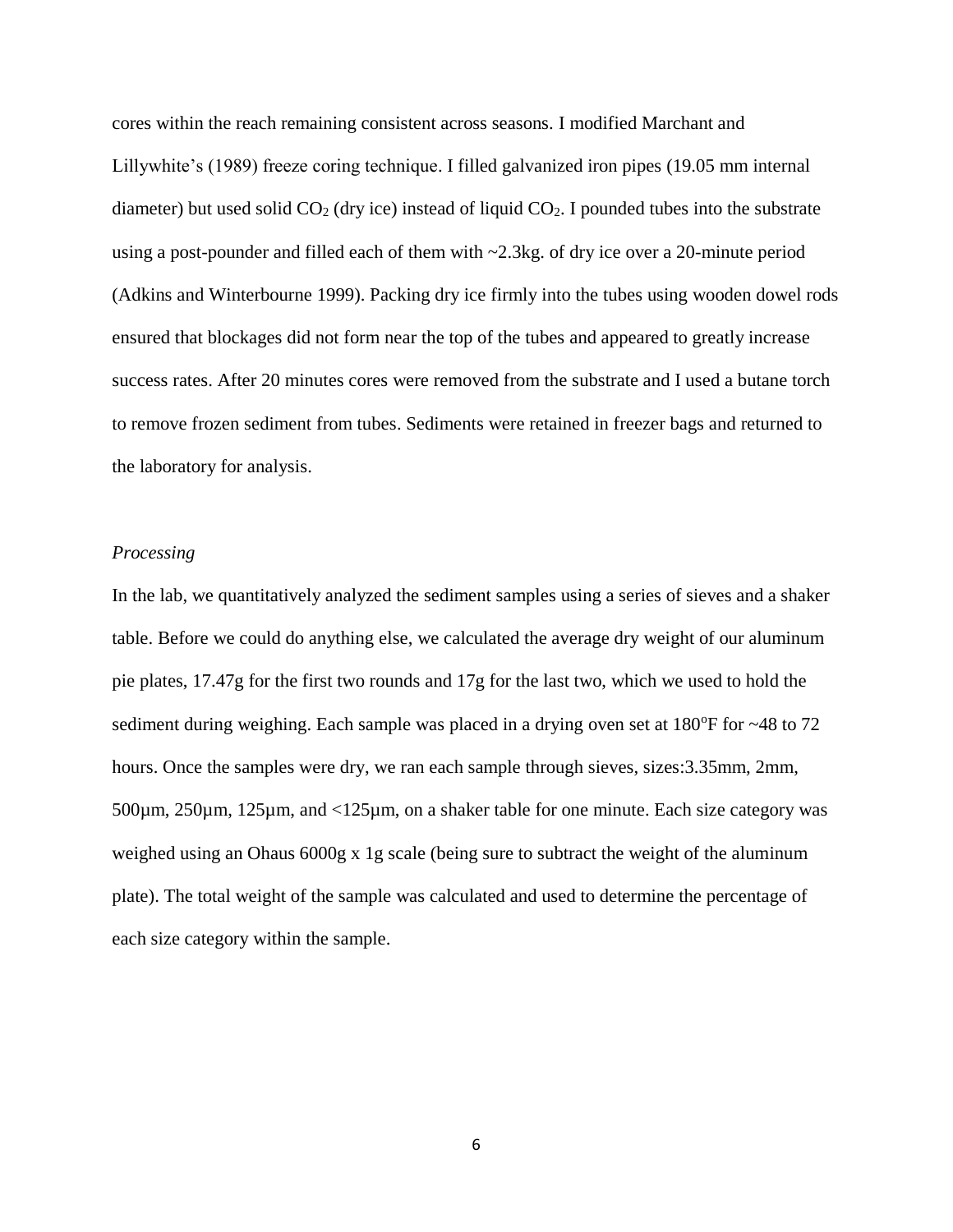cores within the reach remaining consistent across seasons. I modified Marchant and Lillywhite's (1989) freeze coring technique. I filled galvanized iron pipes (19.05 mm internal diameter) but used solid $CO_2$ (dry ice) instead of liquid $CO_2$. I pounded tubes into the substrate using a post-pounder and filled each of them with ~2.3kg. of dry ice over a 20-minute period (Adkins and Winterbourne 1999). Packing dry ice firmly into the tubes using wooden dowel rods ensured that blockages did not form near the top of the tubes and appeared to greatly increase success rates. After 20 minutes cores were removed from the substrate and I used a butane torch to remove frozen sediment from tubes. Sediments were retained in freezer bags and returned to the laboratory for analysis.

*Processing*

In the lab, we quantitatively analyzed the sediment samples using a series of sieves and a shaker table. Before we could do anything else, we calculated the average dry weight of our aluminum pie plates, 17.47g for the first two rounds and 17g for the last two, which we used to hold the sediment during weighing. Each sample was placed in a drying oven set at 180°F for ~48 to 72 hours. Once the samples were dry, we ran each sample through sieves, sizes:3.35mm, 2mm, 500µm, 250µm, 125µm, and <125µm, on a shaker table for one minute. Each size category was weighed using an Ohaus 6000g x 1g scale (being sure to subtract the weight of the aluminum plate). The total weight of the sample was calculated and used to determine the percentage of each size category within the sample.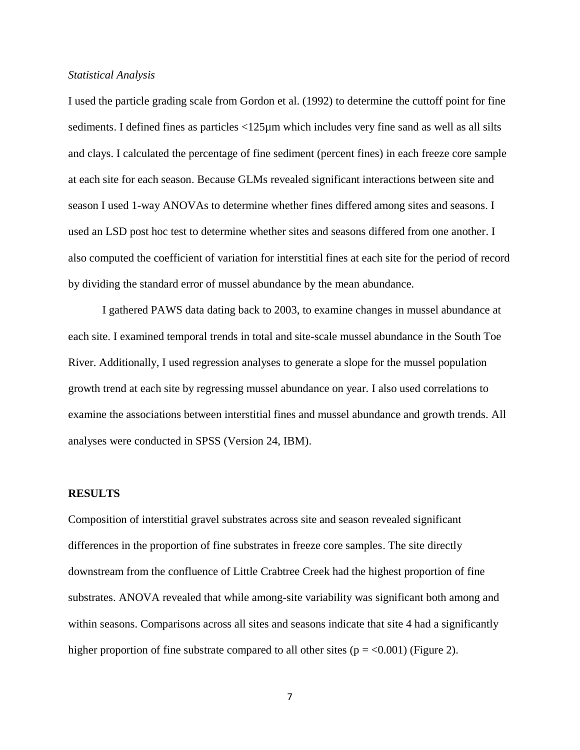*Statistical Analysis*

I used the particle grading scale from Gordon et al. (1992) to determine the cuttoff point for fine sediments. I defined fines as particles <125μm which includes very fine sand as well as all silts and clays. I calculated the percentage of fine sediment (percent fines) in each freeze core sample at each site for each season. Because GLMs revealed significant interactions between site and season I used 1-way ANOVAs to determine whether fines differed among sites and seasons. I used an LSD post hoc test to determine whether sites and seasons differed from one another. I also computed the coefficient of variation for interstitial fines at each site for the period of record by dividing the standard error of mussel abundance by the mean abundance.

I gathered PAWS data dating back to 2003, to examine changes in mussel abundance at each site. I examined temporal trends in total and site-scale mussel abundance in the South Toe River. Additionally, I used regression analyses to generate a slope for the mussel population growth trend at each site by regressing mussel abundance on year. I also used correlations to examine the associations between interstitial fines and mussel abundance and growth trends. All analyses were conducted in SPSS (Version 24, IBM).

## RESULTS

Composition of interstitial gravel substrates across site and season revealed significant differences in the proportion of fine substrates in freeze core samples. The site directly downstream from the confluence of Little Crabtree Creek had the highest proportion of fine substrates. ANOVA revealed that while among-site variability was significant both among and within seasons. Comparisons across all sites and seasons indicate that site 4 had a significantly higher proportion of fine substrate compared to all other sites ($p = <0.001$) (Figure 2).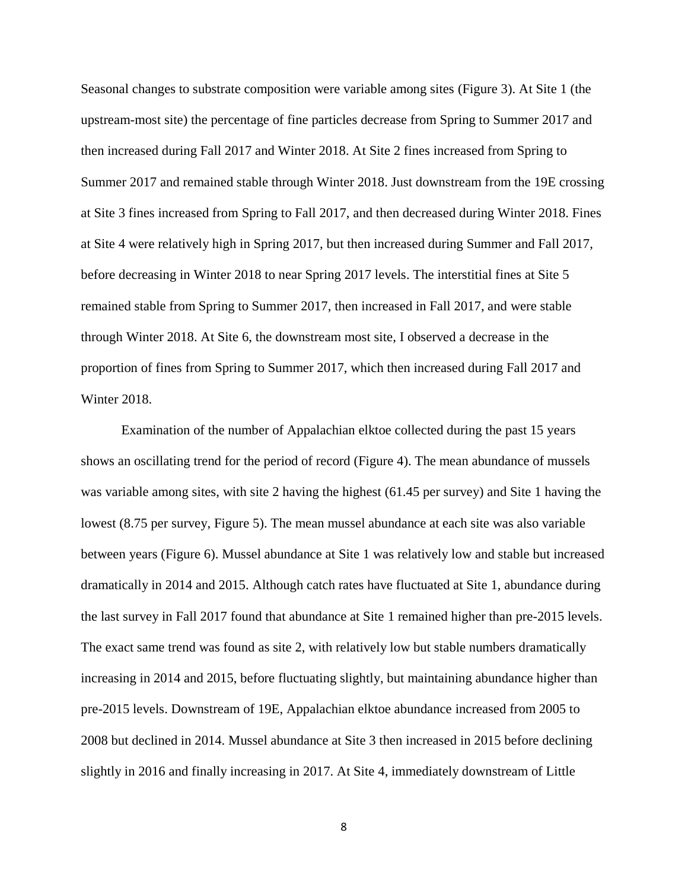Seasonal changes to substrate composition were variable among sites (Figure 3). At Site 1 (the upstream-most site) the percentage of fine particles decrease from Spring to Summer 2017 and then increased during Fall 2017 and Winter 2018. At Site 2 fines increased from Spring to Summer 2017 and remained stable through Winter 2018. Just downstream from the 19E crossing at Site 3 fines increased from Spring to Fall 2017, and then decreased during Winter 2018. Fines at Site 4 were relatively high in Spring 2017, but then increased during Summer and Fall 2017, before decreasing in Winter 2018 to near Spring 2017 levels. The interstitial fines at Site 5 remained stable from Spring to Summer 2017, then increased in Fall 2017, and were stable through Winter 2018. At Site 6, the downstream most site, I observed a decrease in the proportion of fines from Spring to Summer 2017, which then increased during Fall 2017 and Winter 2018.

Examination of the number of Appalachian elktoe collected during the past 15 years shows an oscillating trend for the period of record (Figure 4). The mean abundance of mussels was variable among sites, with site 2 having the highest (61.45 per survey) and Site 1 having the lowest (8.75 per survey, Figure 5). The mean mussel abundance at each site was also variable between years (Figure 6). Mussel abundance at Site 1 was relatively low and stable but increased dramatically in 2014 and 2015. Although catch rates have fluctuated at Site 1, abundance during the last survey in Fall 2017 found that abundance at Site 1 remained higher than pre-2015 levels. The exact same trend was found as site 2, with relatively low but stable numbers dramatically increasing in 2014 and 2015, before fluctuating slightly, but maintaining abundance higher than pre-2015 levels. Downstream of 19E, Appalachian elktoe abundance increased from 2005 to 2008 but declined in 2014. Mussel abundance at Site 3 then increased in 2015 before declining slightly in 2016 and finally increasing in 2017. At Site 4, immediately downstream of Little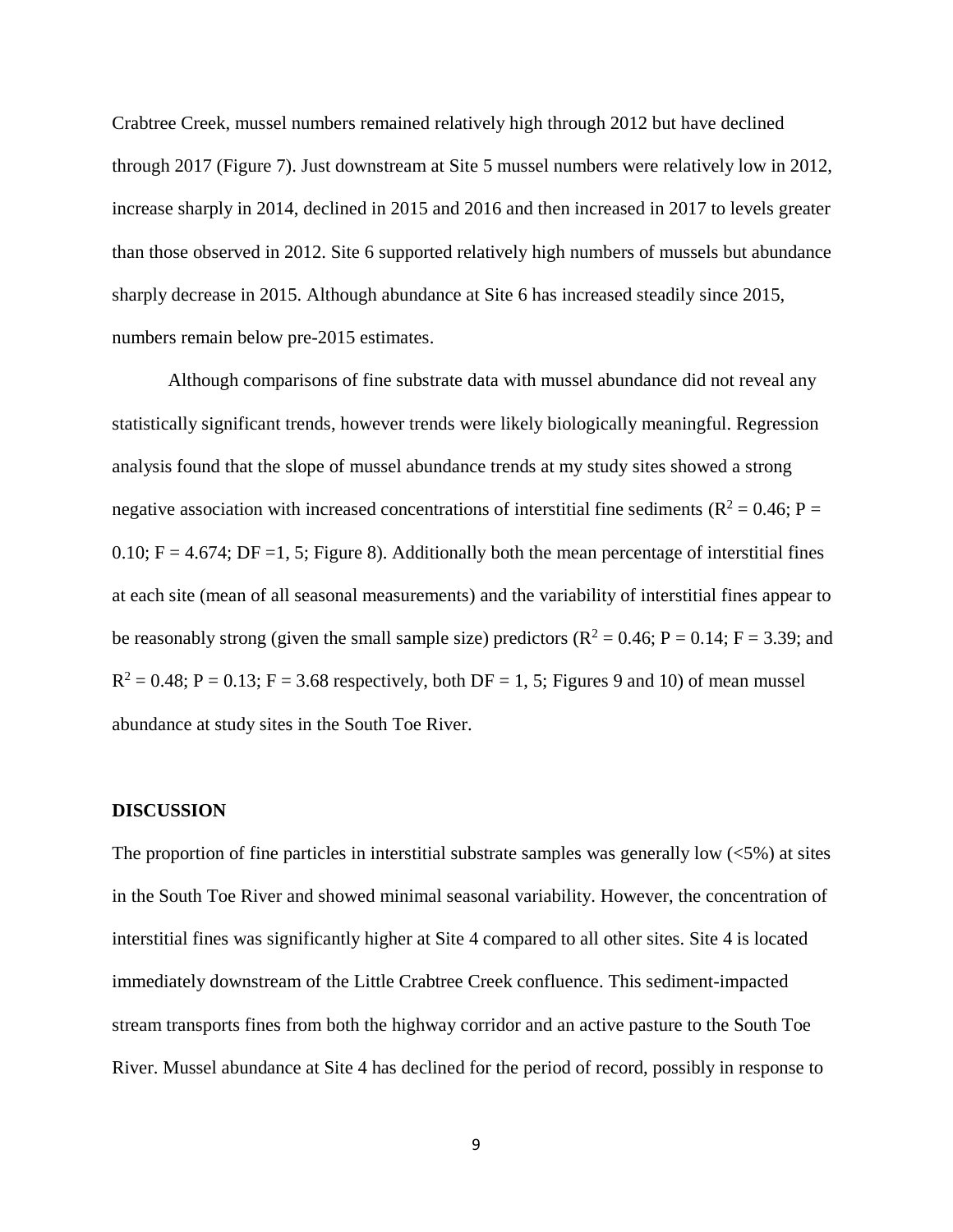Crabtree Creek, mussel numbers remained relatively high through 2012 but have declined through 2017 (Figure 7). Just downstream at Site 5 mussel numbers were relatively low in 2012, increase sharply in 2014, declined in 2015 and 2016 and then increased in 2017 to levels greater than those observed in 2012. Site 6 supported relatively high numbers of mussels but abundance sharply decrease in 2015. Although abundance at Site 6 has increased steadily since 2015, numbers remain below pre-2015 estimates.

Although comparisons of fine substrate data with mussel abundance did not reveal any statistically significant trends, however trends were likely biologically meaningful. Regression analysis found that the slope of mussel abundance trends at my study sites showed a strong negative association with increased concentrations of interstitial fine sediments ($R^2 = 0.46$; $P = 0.10$; $F = 4.674$; $DF = 1, 5$; Figure 8). Additionally both the mean percentage of interstitial fines at each site (mean of all seasonal measurements) and the variability of interstitial fines appear to be reasonably strong (given the small sample size) predictors ($R^2 = 0.46$; $P = 0.14$; $F = 3.39$; and $R^2 = 0.48$; $P = 0.13$; $F = 3.68$ respectively, both $DF = 1, 5$; Figures 9 and 10) of mean mussel abundance at study sites in the South Toe River.

## DISCUSSION

The proportion of fine particles in interstitial substrate samples was generally low (<5%) at sites in the South Toe River and showed minimal seasonal variability. However, the concentration of interstitial fines was significantly higher at Site 4 compared to all other sites. Site 4 is located immediately downstream of the Little Crabtree Creek confluence. This sediment-impacted stream transports fines from both the highway corridor and an active pasture to the South Toe River. Mussel abundance at Site 4 has declined for the period of record, possibly in response to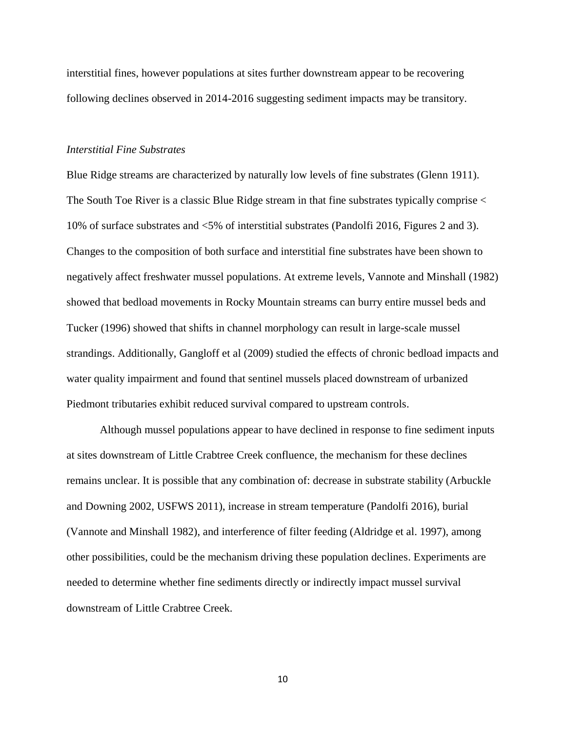interstitial fines, however populations at sites further downstream appear to be recovering following declines observed in 2014-2016 suggesting sediment impacts may be transitory.

*Interstitial Fine Substrates*

Blue Ridge streams are characterized by naturally low levels of fine substrates (Glenn 1911). The South Toe River is a classic Blue Ridge stream in that fine substrates typically comprise < 10% of surface substrates and <5% of interstitial substrates (Pandolfi 2016, Figures 2 and 3). Changes to the composition of both surface and interstitial fine substrates have been shown to negatively affect freshwater mussel populations. At extreme levels, Vannote and Minshall (1982) showed that bedload movements in Rocky Mountain streams can burry entire mussel beds and Tucker (1996) showed that shifts in channel morphology can result in large-scale mussel strandings. Additionally, Gangloff et al (2009) studied the effects of chronic bedload impacts and water quality impairment and found that sentinel mussels placed downstream of urbanized Piedmont tributaries exhibit reduced survival compared to upstream controls.

Although mussel populations appear to have declined in response to fine sediment inputs at sites downstream of Little Crabtree Creek confluence, the mechanism for these declines remains unclear. It is possible that any combination of: decrease in substrate stability (Arbuckle and Downing 2002, USFWS 2011), increase in stream temperature (Pandolfi 2016), burial (Vannote and Minshall 1982), and interference of filter feeding (Aldridge et al. 1997), among other possibilities, could be the mechanism driving these population declines. Experiments are needed to determine whether fine sediments directly or indirectly impact mussel survival downstream of Little Crabtree Creek.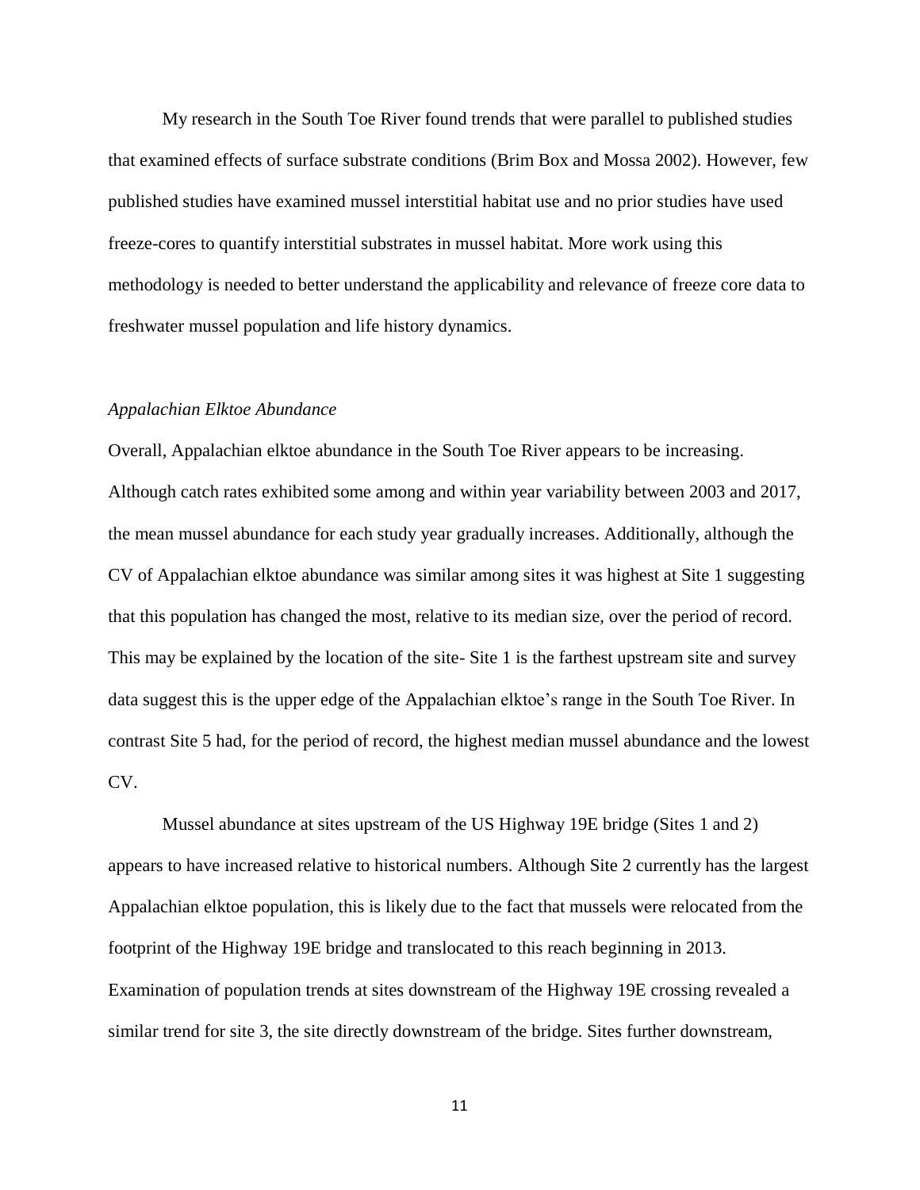My research in the South Toe River found trends that were parallel to published studies that examined effects of surface substrate conditions (Brim Box and Mossa 2002). However, few published studies have examined mussel interstitial habitat use and no prior studies have used freeze-cores to quantify interstitial substrates in mussel habitat. More work using this methodology is needed to better understand the applicability and relevance of freeze core data to freshwater mussel population and life history dynamics.

### *Appalachian Elktoe Abundance*

Overall, Appalachian elktoe abundance in the South Toe River appears to be increasing. Although catch rates exhibited some among and within year variability between 2003 and 2017, the mean mussel abundance for each study year gradually increases. Additionally, although the CV of Appalachian elktoe abundance was similar among sites it was highest at Site 1 suggesting that this population has changed the most, relative to its median size, over the period of record. This may be explained by the location of the site- Site 1 is the farthest upstream site and survey data suggest this is the upper edge of the Appalachian elktoe's range in the South Toe River. In contrast Site 5 had, for the period of record, the highest median mussel abundance and the lowest CV.

Mussel abundance at sites upstream of the US Highway 19E bridge (Sites 1 and 2) appears to have increased relative to historical numbers. Although Site 2 currently has the largest Appalachian elktoe population, this is likely due to the fact that mussels were relocated from the footprint of the Highway 19E bridge and translocated to this reach beginning in 2013. Examination of population trends at sites downstream of the Highway 19E crossing revealed a similar trend for site 3, the site directly downstream of the bridge. Sites further downstream,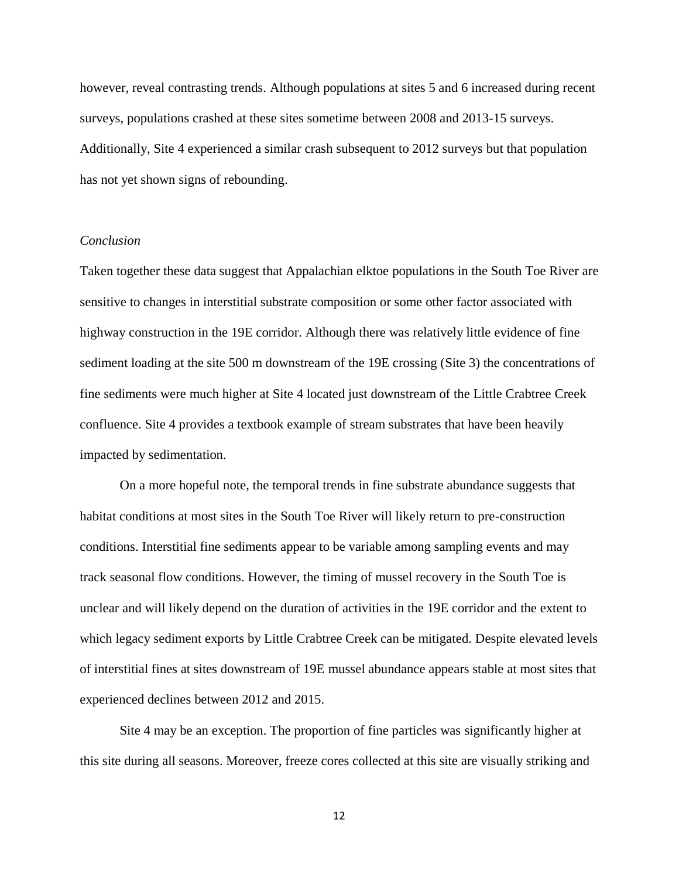however, reveal contrasting trends. Although populations at sites 5 and 6 increased during recent surveys, populations crashed at these sites sometime between 2008 and 2013-15 surveys. Additionally, Site 4 experienced a similar crash subsequent to 2012 surveys but that population has not yet shown signs of rebounding.

*Conclusion*

Taken together these data suggest that Appalachian elktoe populations in the South Toe River are sensitive to changes in interstitial substrate composition or some other factor associated with highway construction in the 19E corridor. Although there was relatively little evidence of fine sediment loading at the site 500 m downstream of the 19E crossing (Site 3) the concentrations of fine sediments were much higher at Site 4 located just downstream of the Little Crabtree Creek confluence. Site 4 provides a textbook example of stream substrates that have been heavily impacted by sedimentation.

On a more hopeful note, the temporal trends in fine substrate abundance suggests that habitat conditions at most sites in the South Toe River will likely return to pre-construction conditions. Interstitial fine sediments appear to be variable among sampling events and may track seasonal flow conditions. However, the timing of mussel recovery in the South Toe is unclear and will likely depend on the duration of activities in the 19E corridor and the extent to which legacy sediment exports by Little Crabtree Creek can be mitigated. Despite elevated levels of interstitial fines at sites downstream of 19E mussel abundance appears stable at most sites that experienced declines between 2012 and 2015.

Site 4 may be an exception. The proportion of fine particles was significantly higher at this site during all seasons. Moreover, freeze cores collected at this site are visually striking and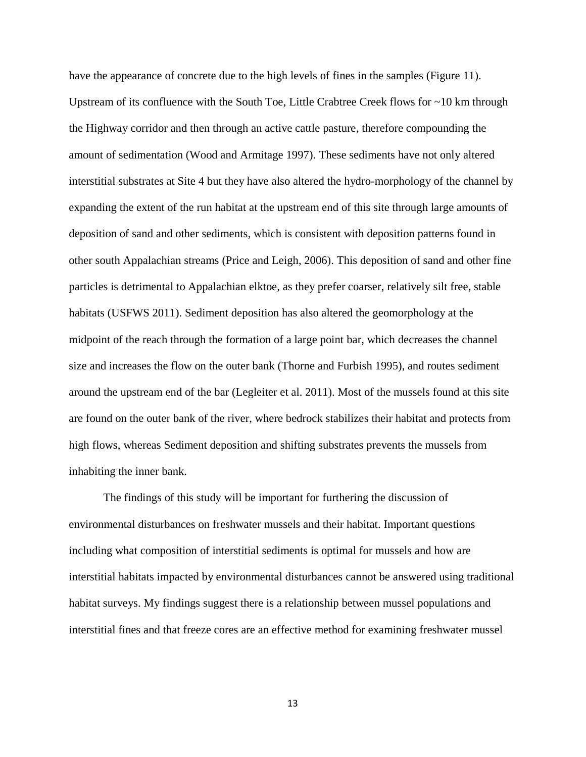have the appearance of concrete due to the high levels of fines in the samples (Figure 11). Upstream of its confluence with the South Toe, Little Crabtree Creek flows for ~10 km through the Highway corridor and then through an active cattle pasture, therefore compounding the amount of sedimentation (Wood and Armitage 1997). These sediments have not only altered interstitial substrates at Site 4 but they have also altered the hydro-morphology of the channel by expanding the extent of the run habitat at the upstream end of this site through large amounts of deposition of sand and other sediments, which is consistent with deposition patterns found in other south Appalachian streams (Price and Leigh, 2006). This deposition of sand and other fine particles is detrimental to Appalachian elktoe, as they prefer coarser, relatively silt free, stable habitats (USFWS 2011). Sediment deposition has also altered the geomorphology at the midpoint of the reach through the formation of a large point bar, which decreases the channel size and increases the flow on the outer bank (Thorne and Furbish 1995), and routes sediment around the upstream end of the bar (Legleiter et al. 2011). Most of the mussels found at this site are found on the outer bank of the river, where bedrock stabilizes their habitat and protects from high flows, whereas Sediment deposition and shifting substrates prevents the mussels from inhabiting the inner bank.

The findings of this study will be important for furthering the discussion of environmental disturbances on freshwater mussels and their habitat. Important questions including what composition of interstitial sediments is optimal for mussels and how are interstitial habitats impacted by environmental disturbances cannot be answered using traditional habitat surveys. My findings suggest there is a relationship between mussel populations and interstitial fines and that freeze cores are an effective method for examining freshwater mussel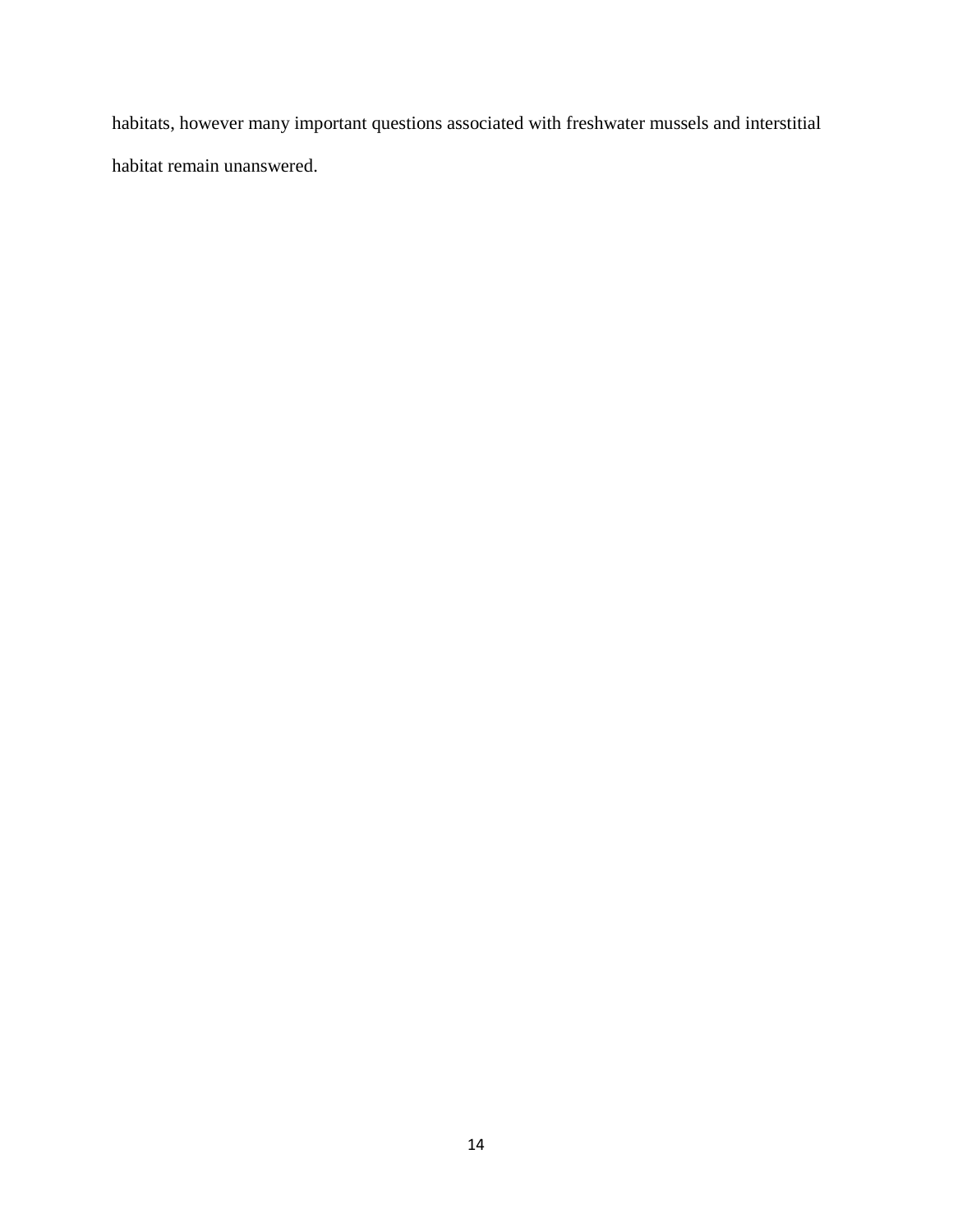habitats, however many important questions associated with freshwater mussels and interstitial habitat remain unanswered.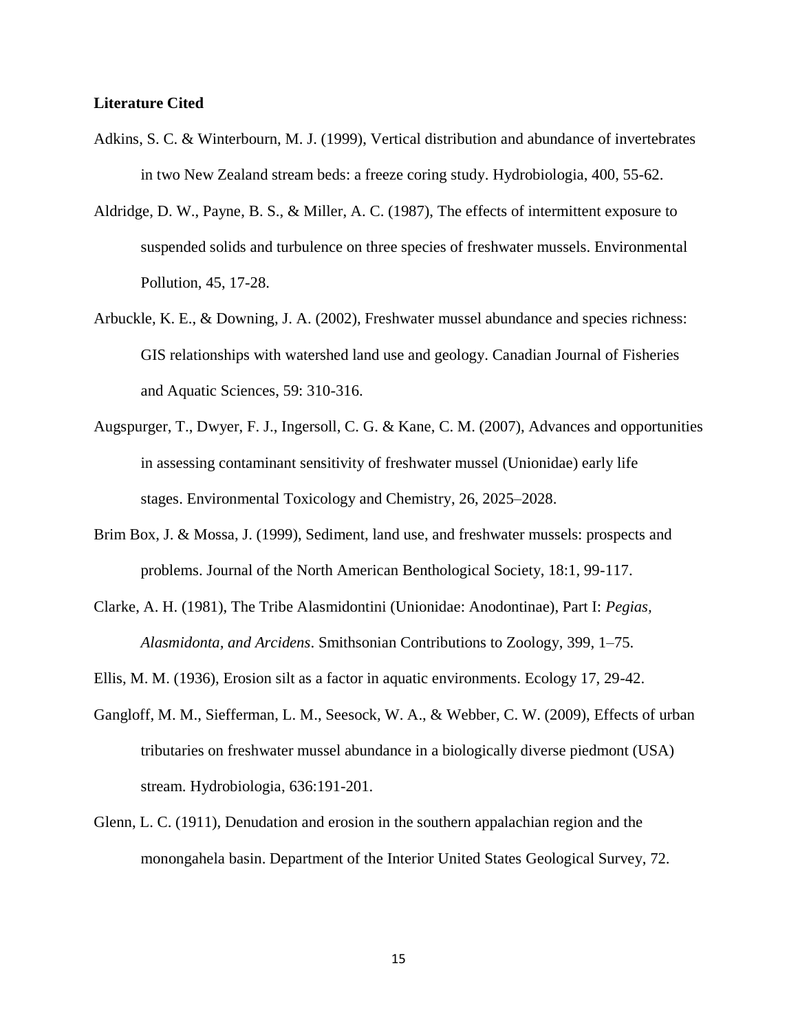**Literature Cited**

Adkins, S. C. & Winterbourn, M. J. (1999), Vertical distribution and abundance of invertebrates in two New Zealand stream beds: a freeze coring study. Hydrobiologia, 400, 55-62.

Aldridge, D. W., Payne, B. S., & Miller, A. C. (1987), The effects of intermittent exposure to suspended solids and turbulence on three species of freshwater mussels. Environmental Pollution, 45, 17-28.

Arbuckle, K. E., & Downing, J. A. (2002), Freshwater mussel abundance and species richness: GIS relationships with watershed land use and geology. Canadian Journal of Fisheries and Aquatic Sciences, 59: 310-316.

Augspurger, T., Dwyer, F. J., Ingersoll, C. G. & Kane, C. M. (2007), Advances and opportunities in assessing contaminant sensitivity of freshwater mussel (Unionidae) early life stages. Environmental Toxicology and Chemistry, 26, 2025–2028.

Brim Box, J. & Mossa, J. (1999), Sediment, land use, and freshwater mussels: prospects and problems. Journal of the North American Benthological Society, 18:1, 99-117.

Clarke, A. H. (1981), The Tribe Alasmidontini (Unionidae: Anodontinae), Part I: *Pegias, Alasmidonta, and Arcidens*. Smithsonian Contributions to Zoology, 399, 1–75.

Ellis, M. M. (1936), Erosion silt as a factor in aquatic environments. Ecology 17, 29-42.

Gangloff, M. M., Siefferman, L. M., Seesock, W. A., & Webber, C. W. (2009), Effects of urban tributaries on freshwater mussel abundance in a biologically diverse piedmont (USA) stream. Hydrobiologia, 636:191-201.

Glenn, L. C. (1911), Denudation and erosion in the southern appalachian region and the monongahela basin. Department of the Interior United States Geological Survey, 72.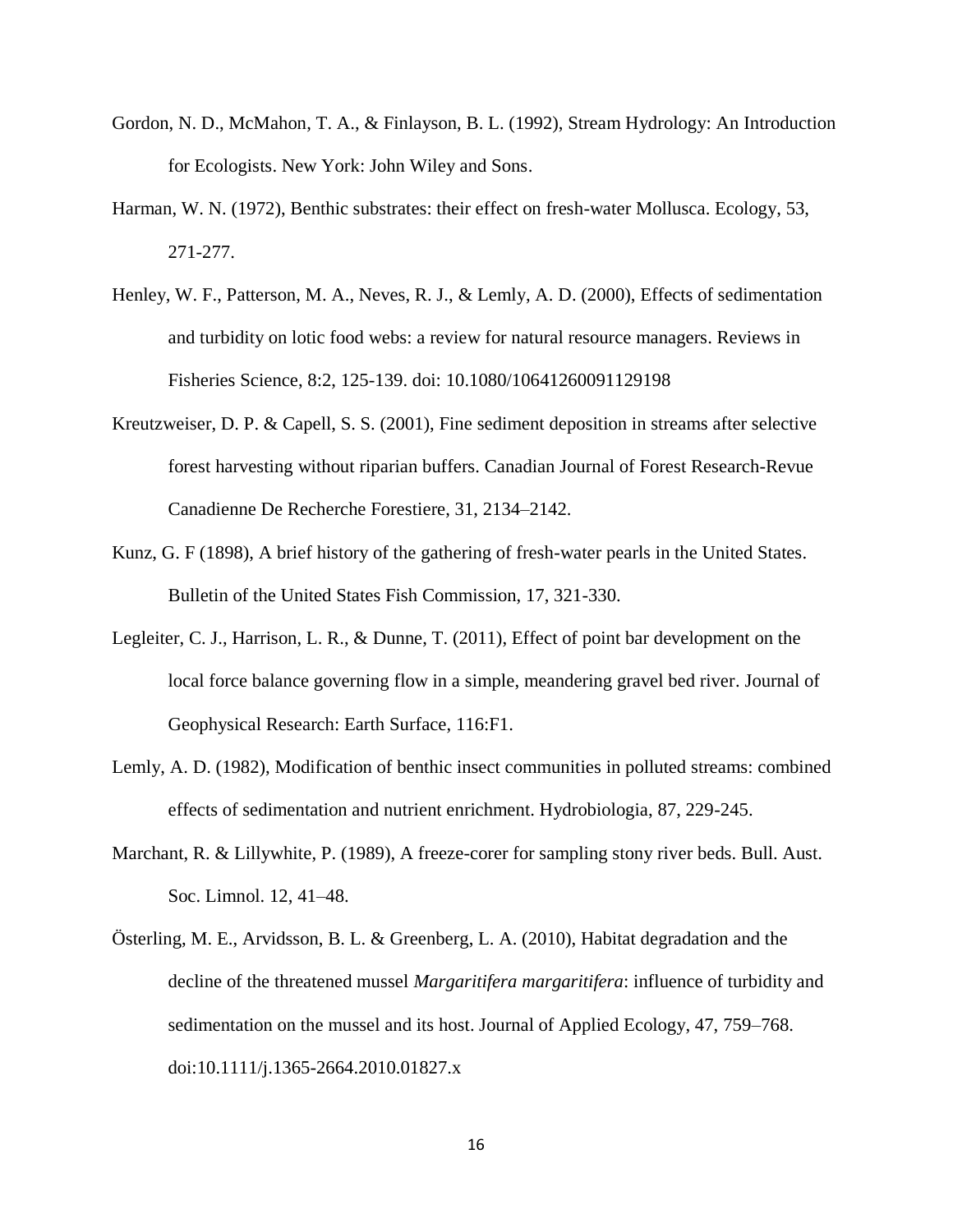Gordon, N. D., McMahon, T. A., & Finlayson, B. L. (1992), Stream Hydrology: An Introduction for Ecologists. New York: John Wiley and Sons.

Harman, W. N. (1972), Benthic substrates: their effect on fresh-water Mollusca. Ecology, 53, 271-277.

Henley, W. F., Patterson, M. A., Neves, R. J., & Lemly, A. D. (2000), Effects of sedimentation and turbidity on lotic food webs: a review for natural resource managers. Reviews in Fisheries Science, 8:2, 125-139. doi: 10.1080/10641260091129198

Kreutzweiser, D. P. & Capell, S. S. (2001), Fine sediment deposition in streams after selective forest harvesting without riparian buffers. Canadian Journal of Forest Research-Revue Canadienne De Recherche Forestiere, 31, 2134–2142.

Kunz, G. F (1898), A brief history of the gathering of fresh-water pearls in the United States. Bulletin of the United States Fish Commission, 17, 321-330.

Legleiter, C. J., Harrison, L. R., & Dunne, T. (2011), Effect of point bar development on the local force balance governing flow in a simple, meandering gravel bed river. Journal of Geophysical Research: Earth Surface, 116:F1.

Lemly, A. D. (1982), Modification of benthic insect communities in polluted streams: combined effects of sedimentation and nutrient enrichment. Hydrobiologia, 87, 229-245.

Marchant, R. & Lillywhite, P. (1989), A freeze-corer for sampling stony river beds. Bull. Aust. Soc. Limnol. 12, 41–48.

Österling, M. E., Arvidsson, B. L. & Greenberg, L. A. (2010), Habitat degradation and the decline of the threatened mussel *Margaritifera margaritifera*: influence of turbidity and sedimentation on the mussel and its host. Journal of Applied Ecology, 47, 759–768. doi:10.1111/j.1365-2664.2010.01827.x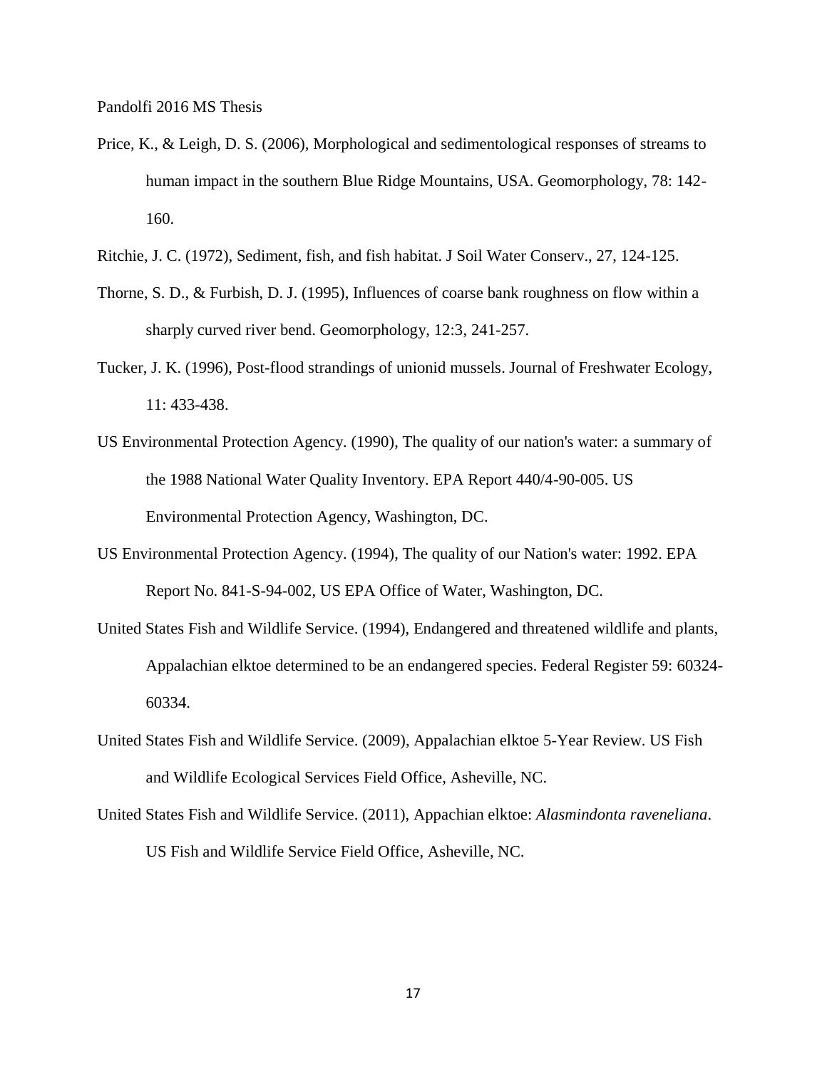Price, K., & Leigh, D. S. (2006), Morphological and sedimentological responses of streams to human impact in the southern Blue Ridge Mountains, USA. Geomorphology, 78: 142-160.

Ritchie, J. C. (1972), Sediment, fish, and fish habitat. J Soil Water Conserv., 27, 124-125.

Thorne, S. D., & Furbish, D. J. (1995), Influences of coarse bank roughness on flow within a sharply curved river bend. Geomorphology, 12:3, 241-257.

Tucker, J. K. (1996), Post-flood strandings of unionid mussels. Journal of Freshwater Ecology, 11: 433-438.

US Environmental Protection Agency. (1990), The quality of our nation's water: a summary of the 1988 National Water Quality Inventory. EPA Report 440/4-90-005. US Environmental Protection Agency, Washington, DC.

US Environmental Protection Agency. (1994), The quality of our Nation's water: 1992. EPA Report No. 841-S-94-002, US EPA Office of Water, Washington, DC.

United States Fish and Wildlife Service. (1994), Endangered and threatened wildlife and plants, Appalachian elktoe determined to be an endangered species. Federal Register 59: 60324-60334.

United States Fish and Wildlife Service. (2009), Appalachian elktoe 5-Year Review. US Fish and Wildlife Ecological Services Field Office, Asheville, NC.

United States Fish and Wildlife Service. (2011), Appachian elktoe: *Alasmindonta raveneliana*. US Fish and Wildlife Service Field Office, Asheville, NC.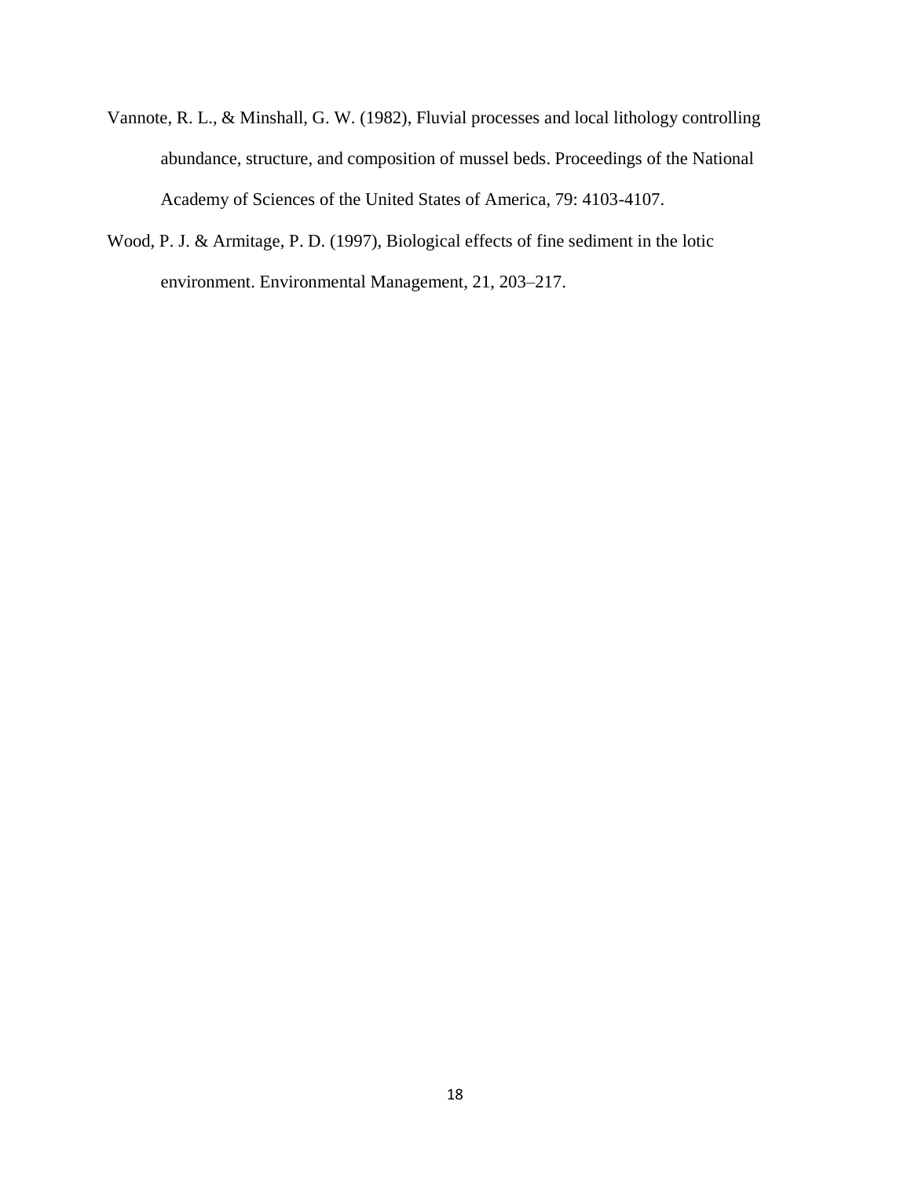Vannote, R. L., & Minshall, G. W. (1982), Fluvial processes and local lithology controlling abundance, structure, and composition of mussel beds. Proceedings of the National Academy of Sciences of the United States of America, 79: 4103-4107.

Wood, P. J. & Armitage, P. D. (1997), Biological effects of fine sediment in the lotic environment. Environmental Management, 21, 203–217.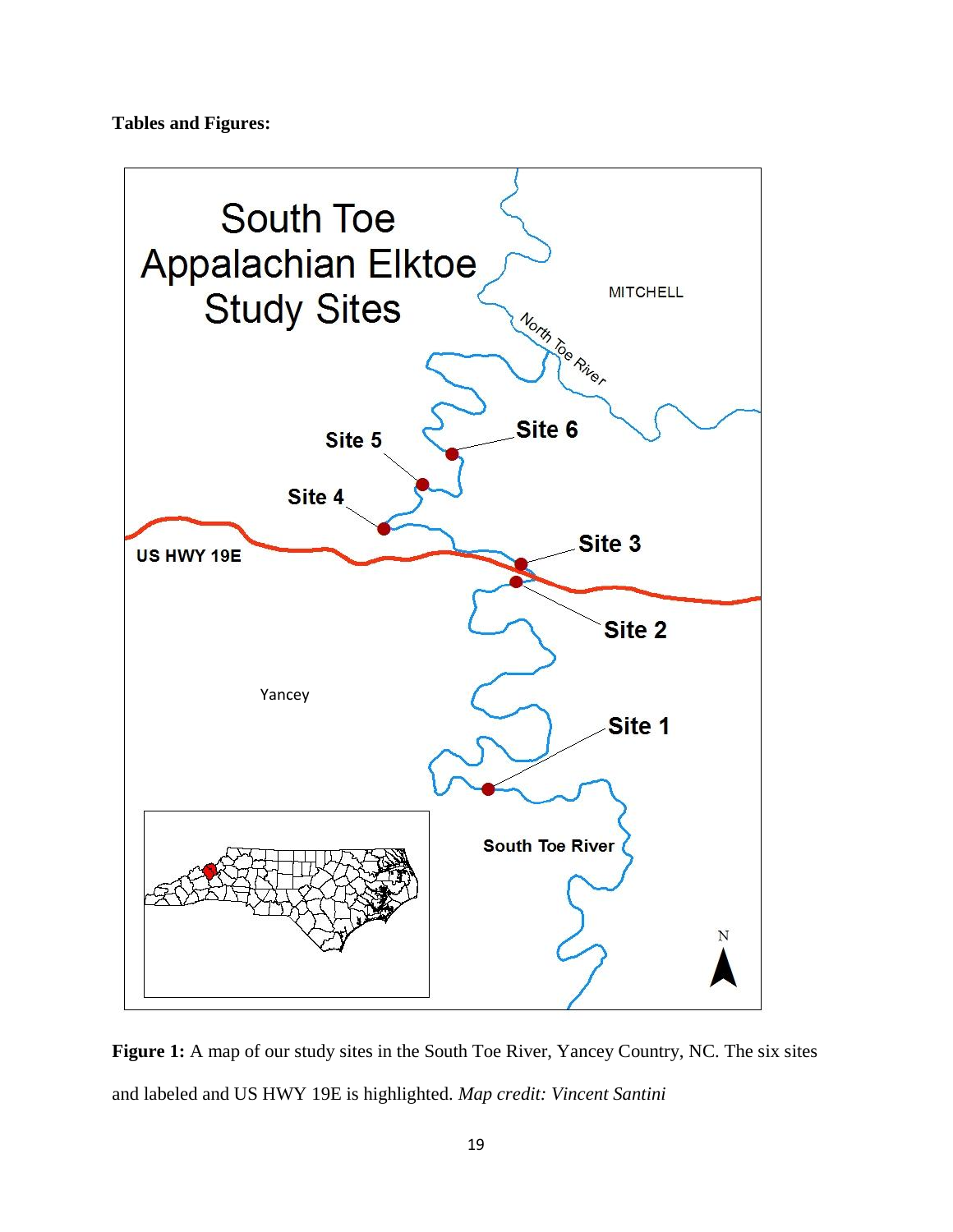**Tables and Figures:**

South Toe Appalachian Elktoe Study Sites

MITCHELL

North Toe River

Site 6

Site 5

Site 4

US HWY 19E

Site 3

Site 2

Yancey

Site 1

South Toe River

N

**Figure 1:** A map of our study sites in the South Toe River, Yancey Country, NC. The six sites and labeled and US HWY 19E is highlighted. *Map credit: Vincent Santini*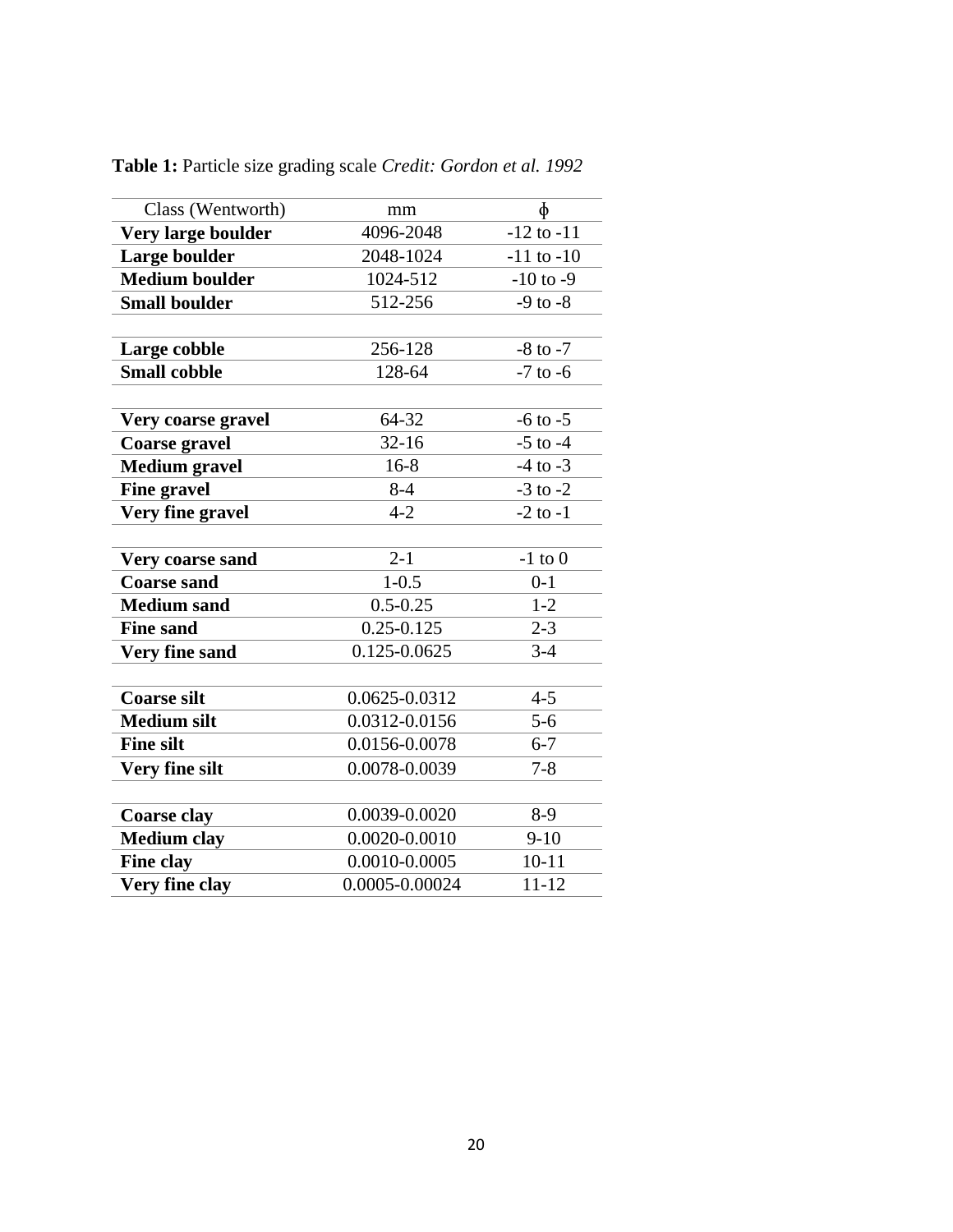**Table 1:** Particle size grading scale *Credit: Gordon et al. 1992*

| Class (Wentworth) | mm | ϕ |
|---|---|---|
| **Very large boulder** | 4096-2048 | -12 to -11 |
| **Large boulder** | 2048-1024 | -11 to -10 |
| **Medium boulder** | 1024-512 | -10 to -9 |
| **Small boulder** | 512-256 | -9 to -8 |
| | | |
| **Large cobble** | 256-128 | -8 to -7 |
| **Small cobble** | 128-64 | -7 to -6 |
| | | |
| **Very coarse gravel** | 64-32 | -6 to -5 |
| **Coarse gravel** | 32-16 | -5 to -4 |
| **Medium gravel** | 16-8 | -4 to -3 |
| **Fine gravel** | 8-4 | -3 to -2 |
| **Very fine gravel** | 4-2 | -2 to -1 |
| | | |
| **Very coarse sand** | 2-1 | -1 to 0 |
| **Coarse sand** | 1-0.5 | 0-1 |
| **Medium sand** | 0.5-0.25 | 1-2 |
| **Fine sand** | 0.25-0.125 | 2-3 |
| **Very fine sand** | 0.125-0.0625 | 3-4 |
| | | |
| **Coarse silt** | 0.0625-0.0312 | 4-5 |
| **Medium silt** | 0.0312-0.0156 | 5-6 |
| **Fine silt** | 0.0156-0.0078 | 6-7 |
| **Very fine silt** | 0.0078-0.0039 | 7-8 |
| | | |
| **Coarse clay** | 0.0039-0.0020 | 8-9 |
| **Medium clay** | 0.0020-0.0010 | 9-10 |
| **Fine clay** | 0.0010-0.0005 | 10-11 |
| **Very fine clay** | 0.0005-0.00024 | 11-12 |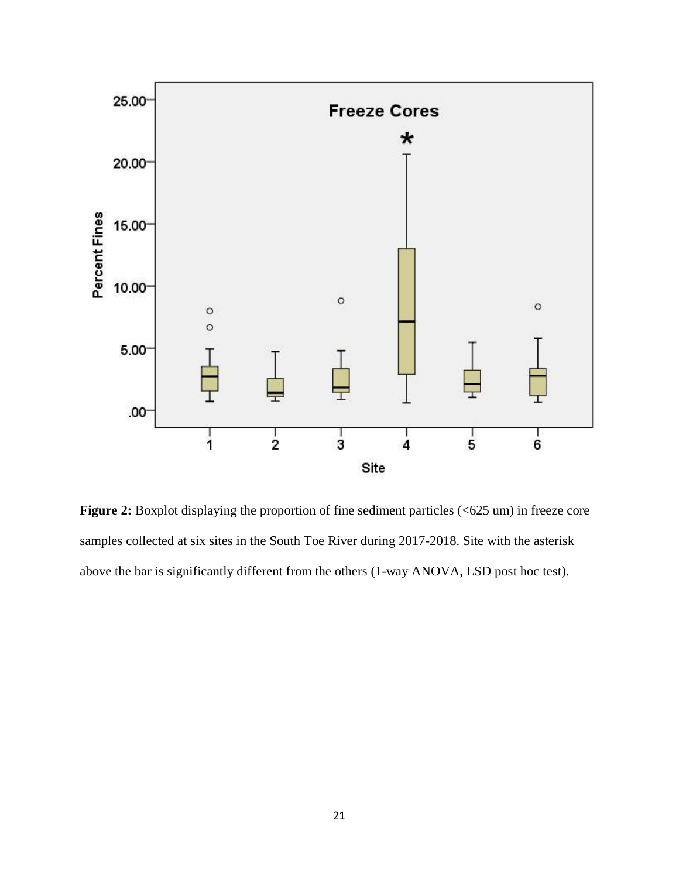**Figure 2:** Boxplot displaying the proportion of fine sediment particles (<625 um) in freeze core samples collected at six sites in the South Toe River during 2017-2018. Site with the asterisk above the bar is significantly different from the others (1-way ANOVA, LSD post hoc test).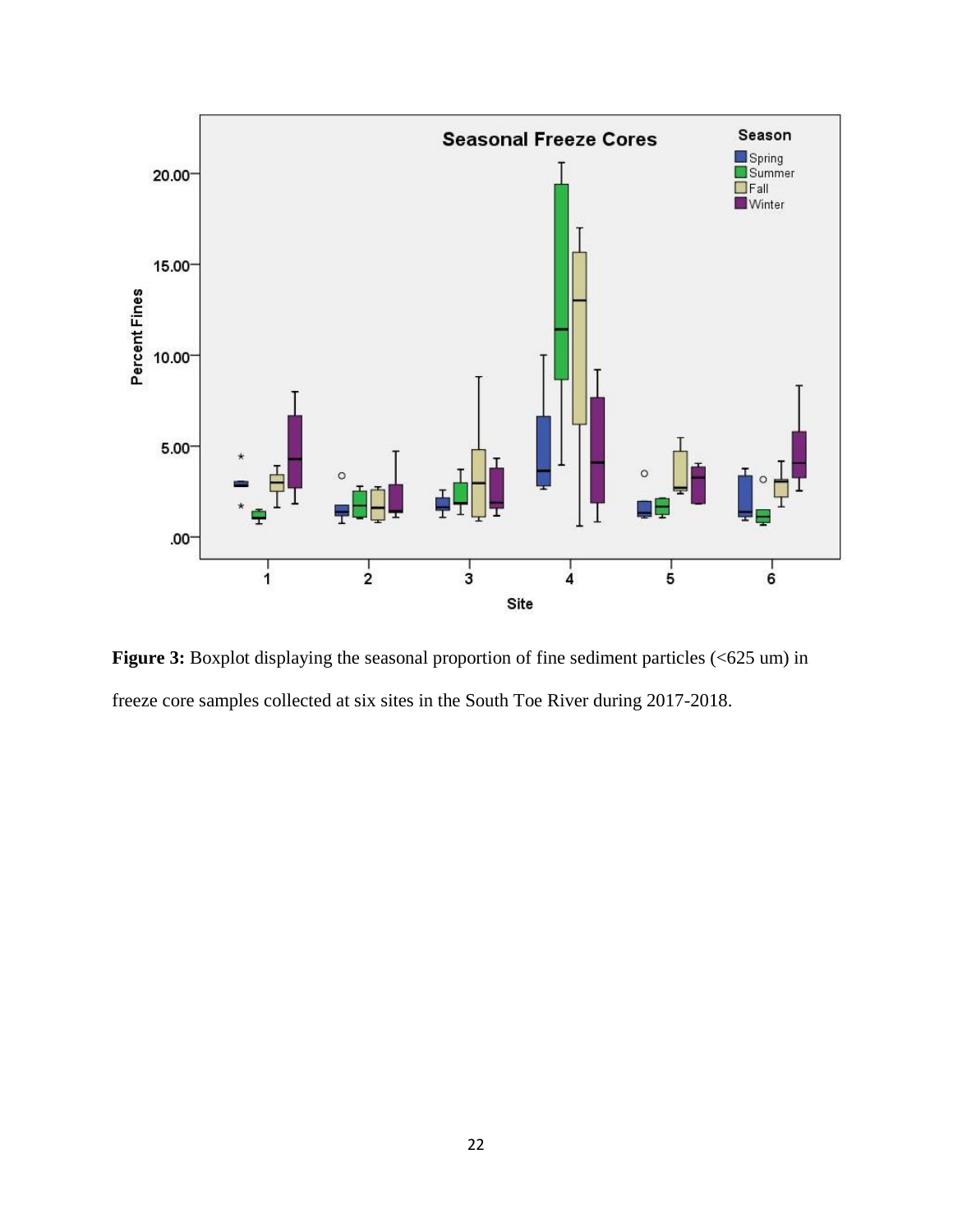**Figure 3:** Boxplot displaying the seasonal proportion of fine sediment particles (<625 um) in freeze core samples collected at six sites in the South Toe River during 2017-2018.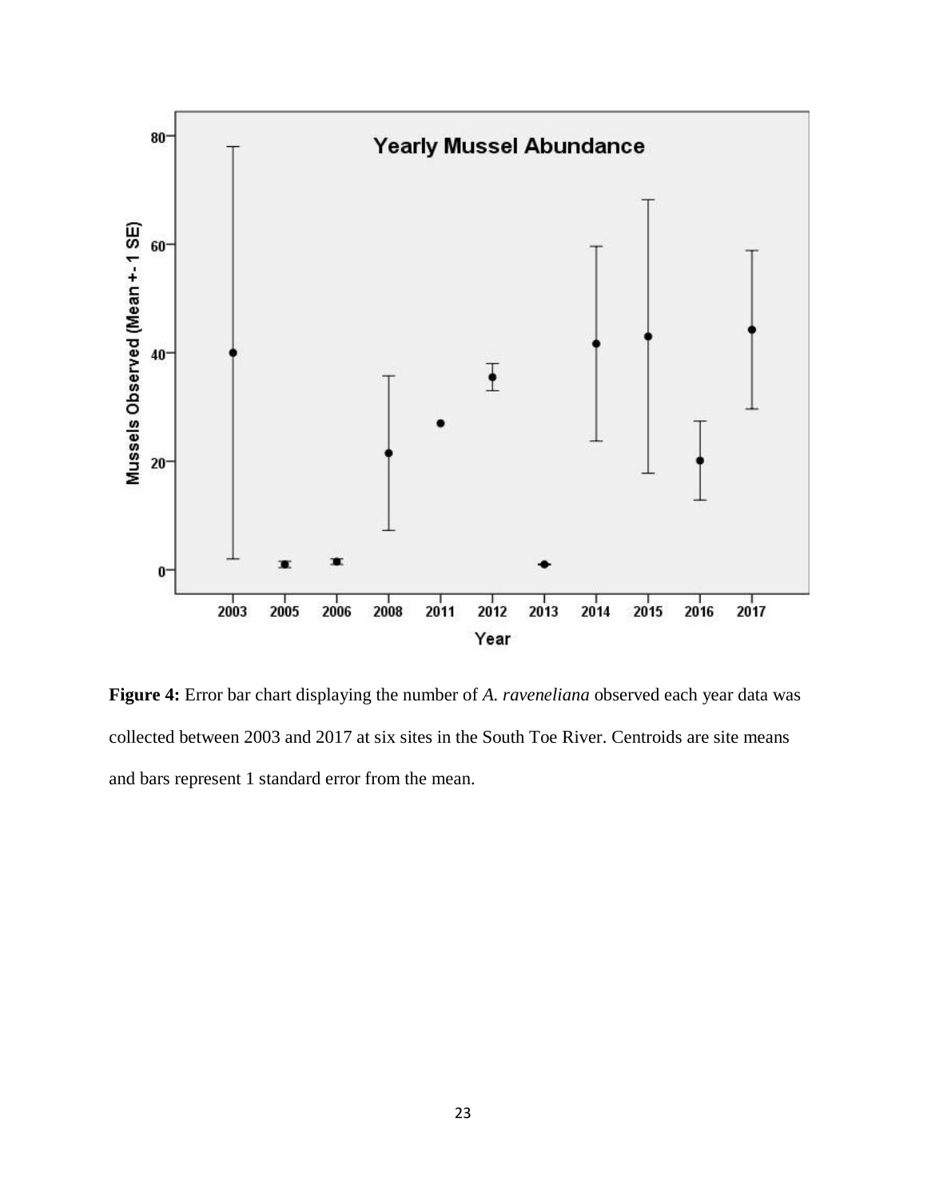**Figure 4:** Error bar chart displaying the number of *A. raveneliana* observed each year data was collected between 2003 and 2017 at six sites in the South Toe River. Centroids are site means and bars represent 1 standard error from the mean.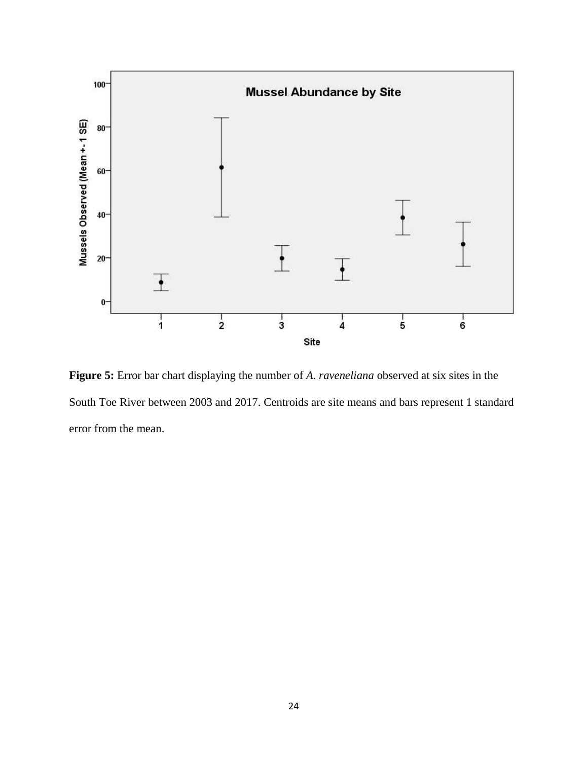**Figure 5:** Error bar chart displaying the number of *A. raveneliana* observed at six sites in the South Toe River between 2003 and 2017. Centroids are site means and bars represent 1 standard error from the mean.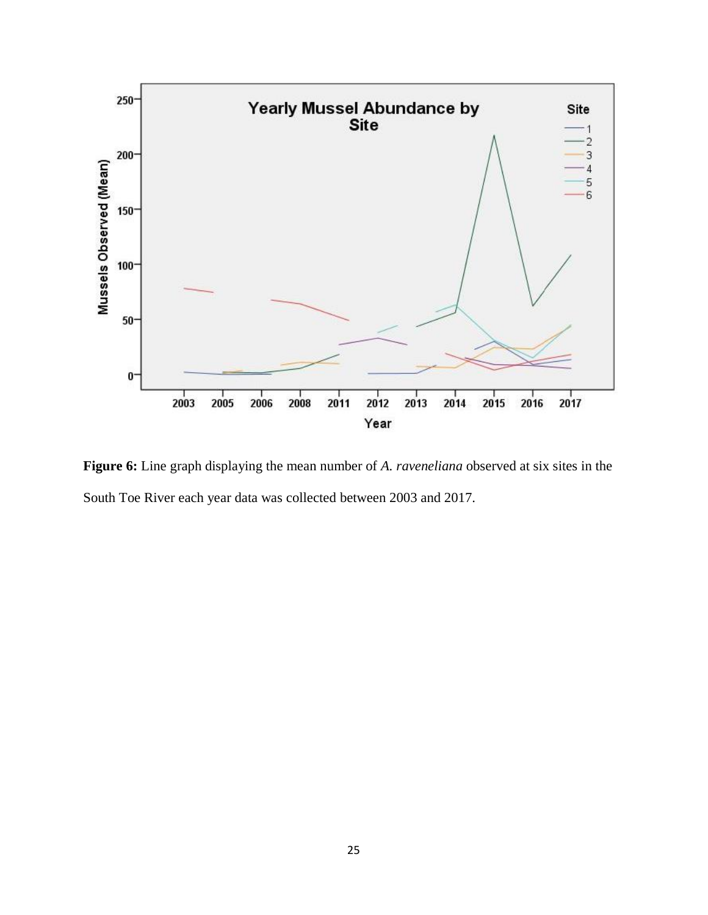**Figure 6:** Line graph displaying the mean number of *A. raveneliana* observed at six sites in the South Toe River each year data was collected between 2003 and 2017.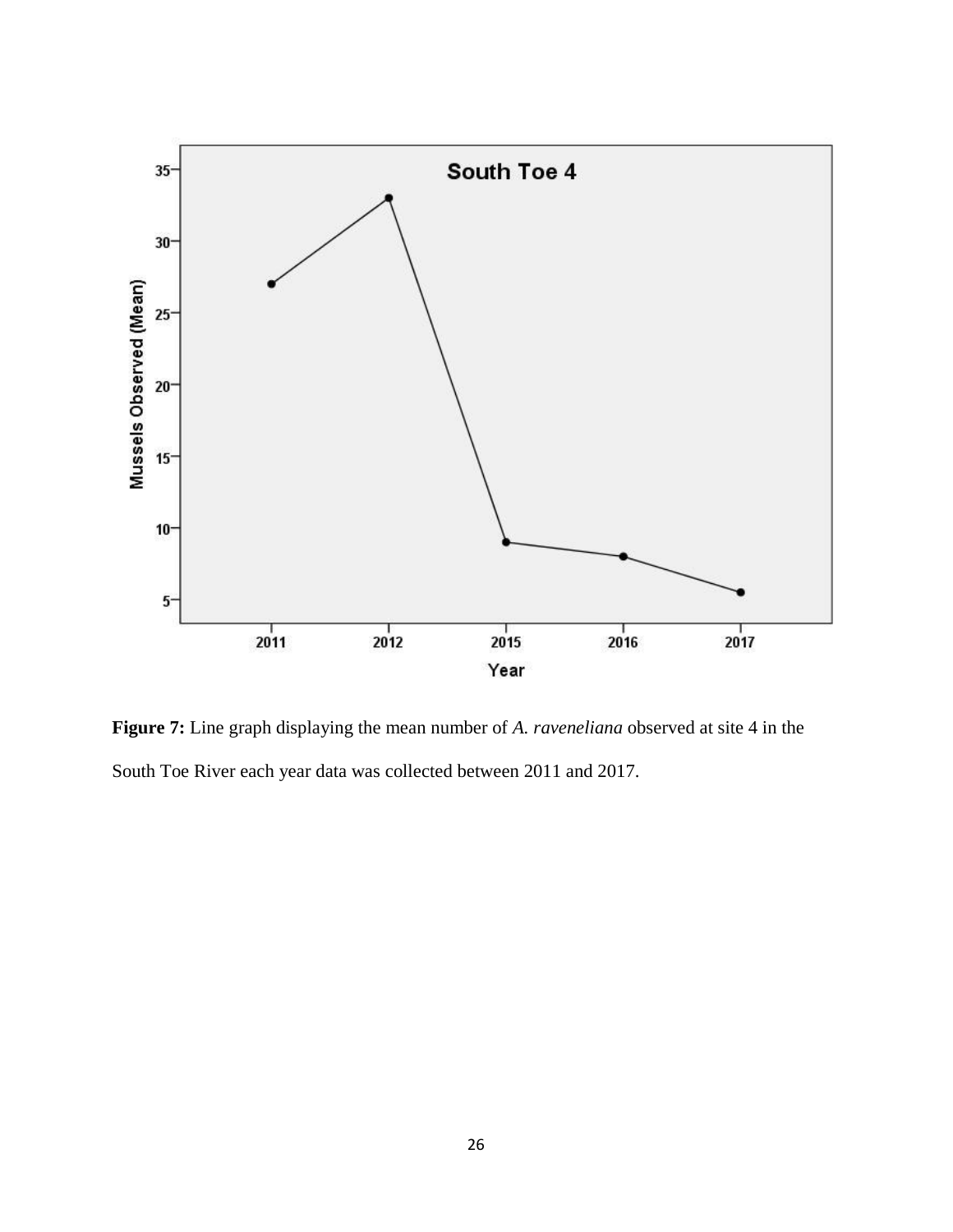**Figure 7:** Line graph displaying the mean number of *A. raveneliana* observed at site 4 in the South Toe River each year data was collected between 2011 and 2017.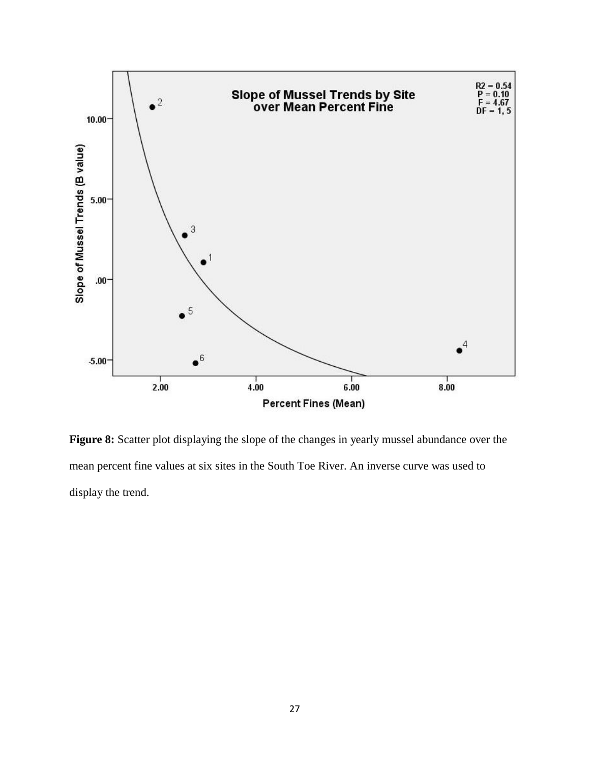**Figure 8:** Scatter plot displaying the slope of the changes in yearly mussel abundance over the mean percent fine values at six sites in the South Toe River. An inverse curve was used to display the trend.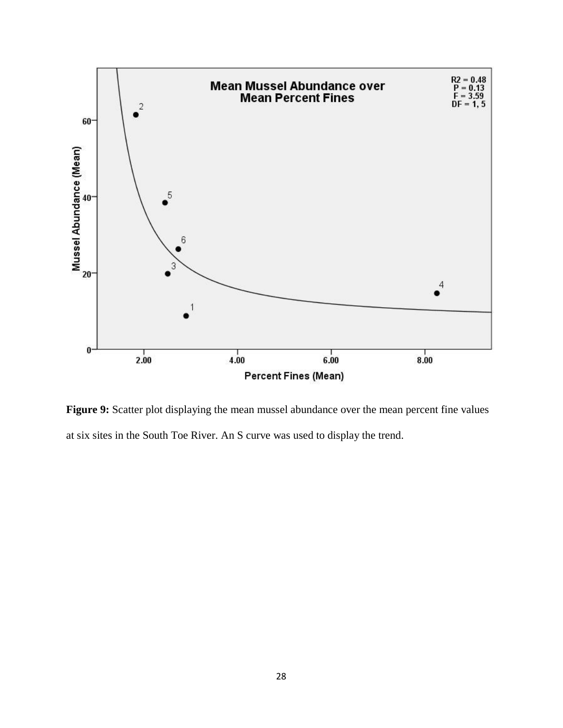**Figure 9:** Scatter plot displaying the mean mussel abundance over the mean percent fine values at six sites in the South Toe River. An S curve was used to display the trend.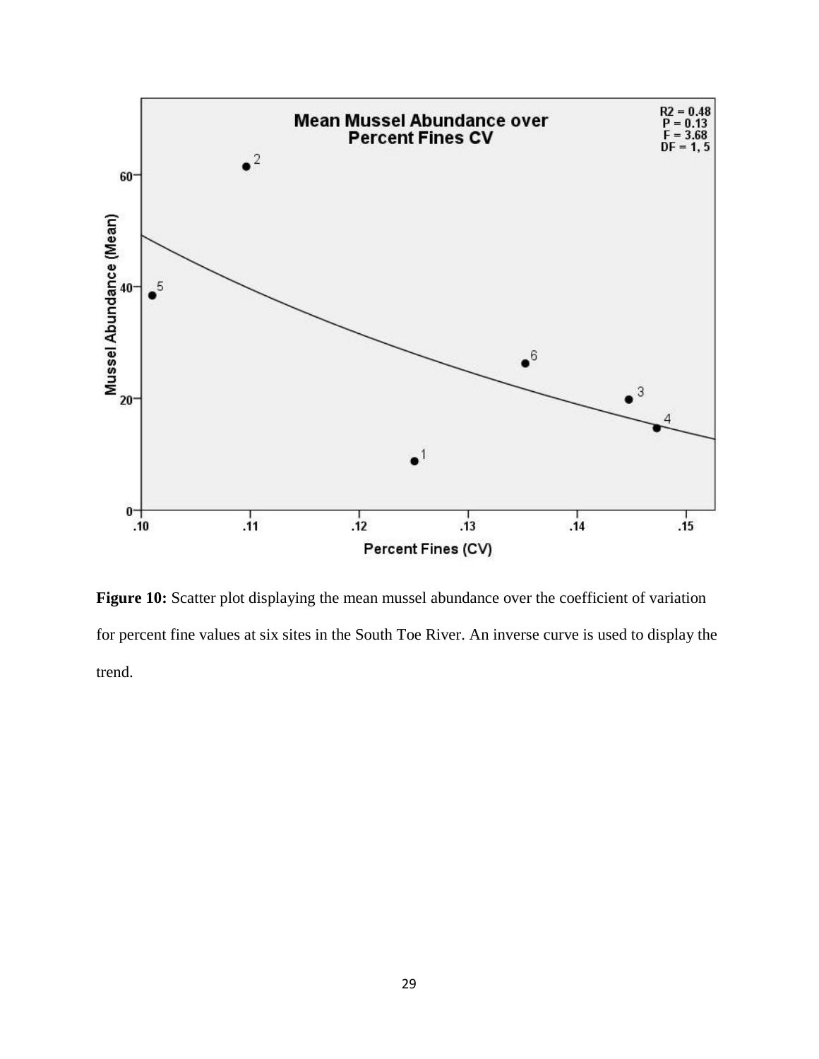**Figure 10:** Scatter plot displaying the mean mussel abundance over the coefficient of variation for percent fine values at six sites in the South Toe River. An inverse curve is used to display the trend.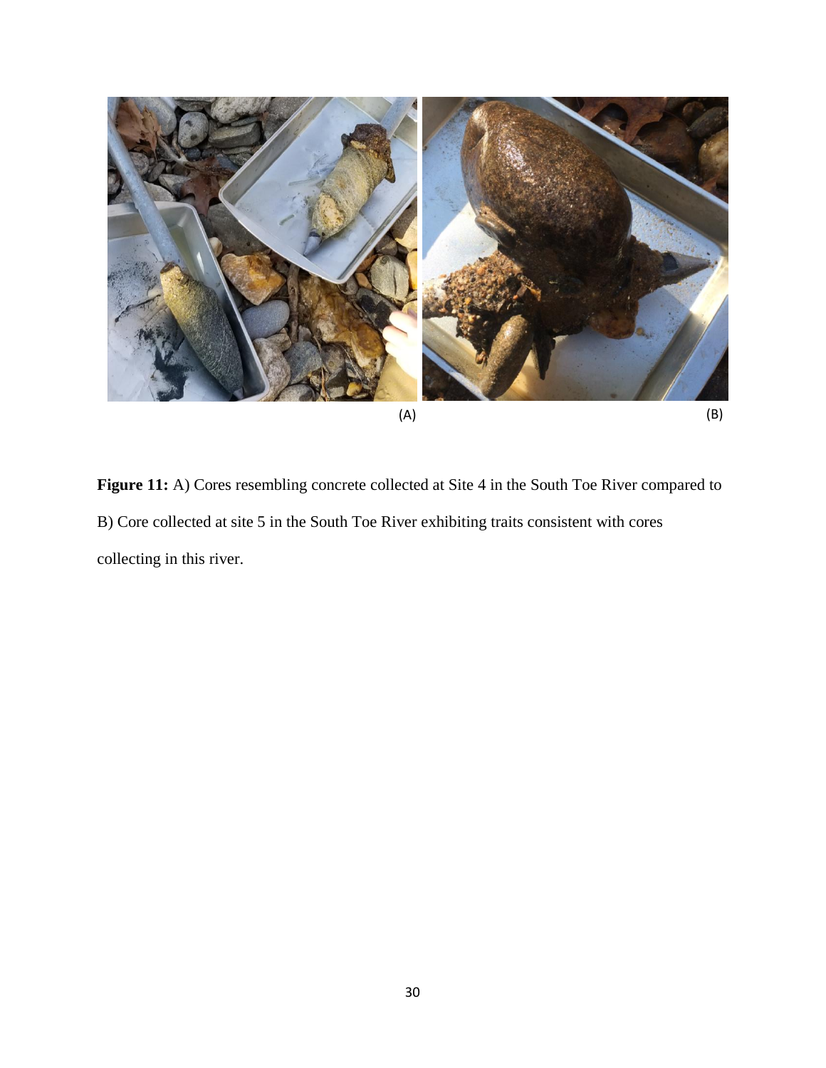(A) (B)

**Figure 11:** A) Cores resembling concrete collected at Site 4 in the South Toe River compared to B) Core collected at site 5 in the South Toe River exhibiting traits consistent with cores collecting in this river.